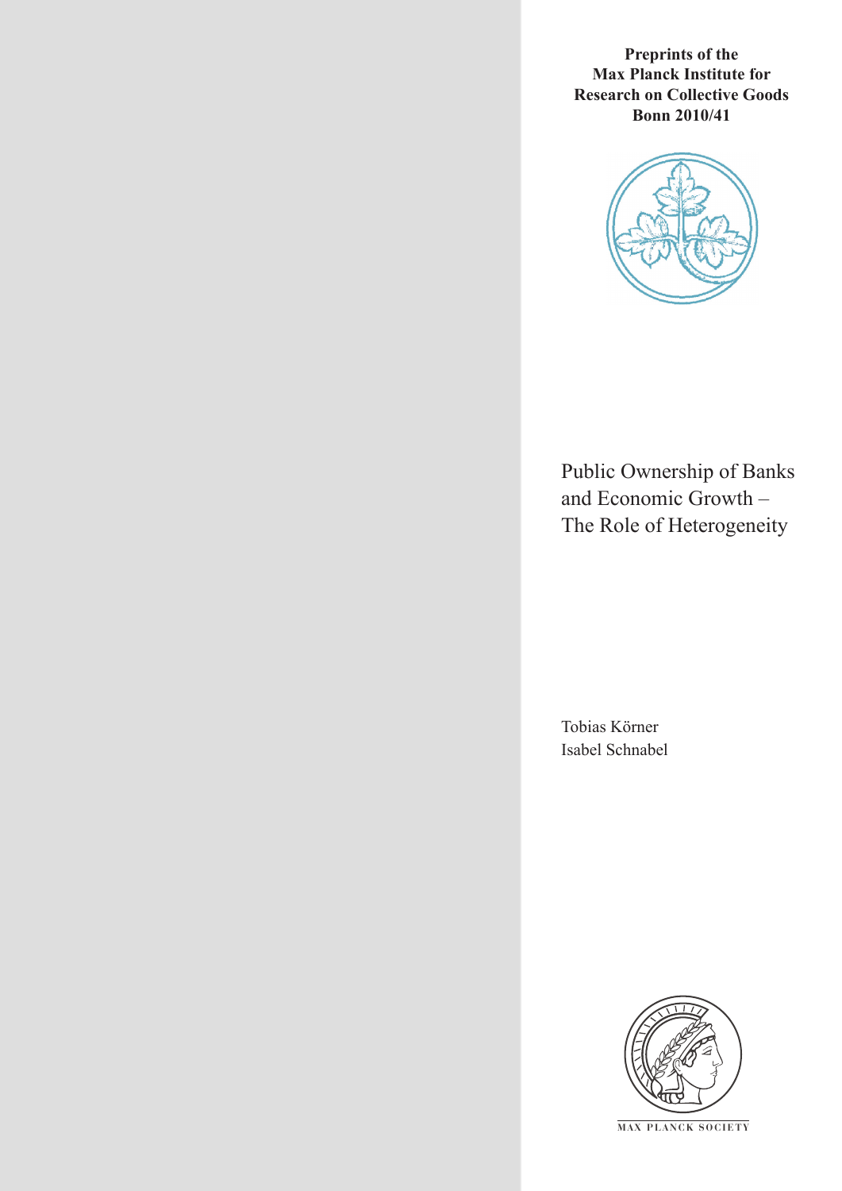**Preprints of the Max Planck Institute for Research on Collective Goods Bonn 2010/41**

# Public Ownership of Banks and Economic Growth – The Role of Heterogeneity

Tobias Körner
Isabel Schnabel

MAX PLANCK SOCIETY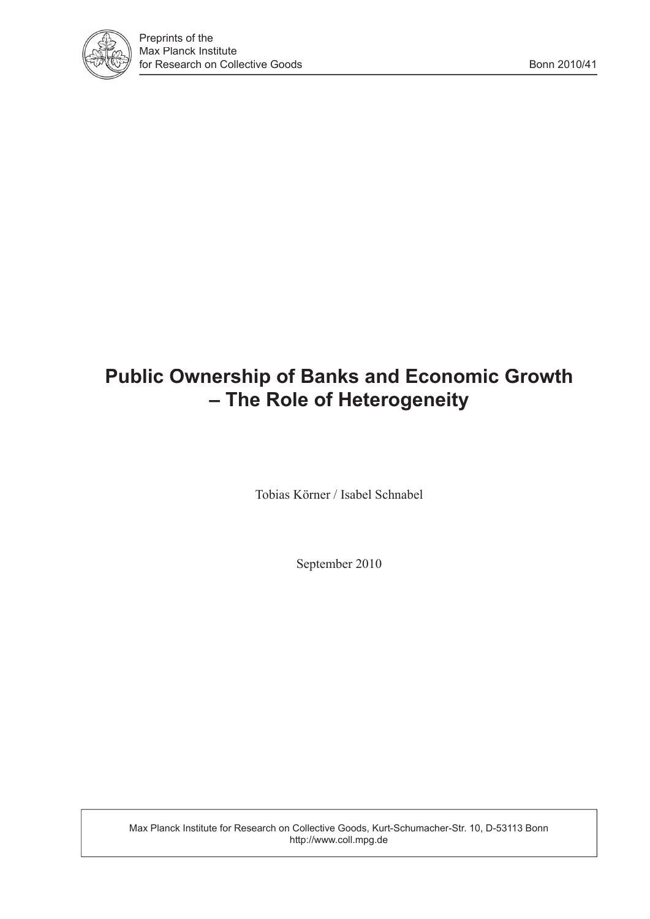# Public Ownership of Banks and Economic Growth – The Role of Heterogeneity

Tobias Körner / Isabel Schnabel

September 2010

Max Planck Institute for Research on Collective Goods, Kurt-Schumacher-Str. 10, D-53113 Bonn
http://www.coll.mpg.de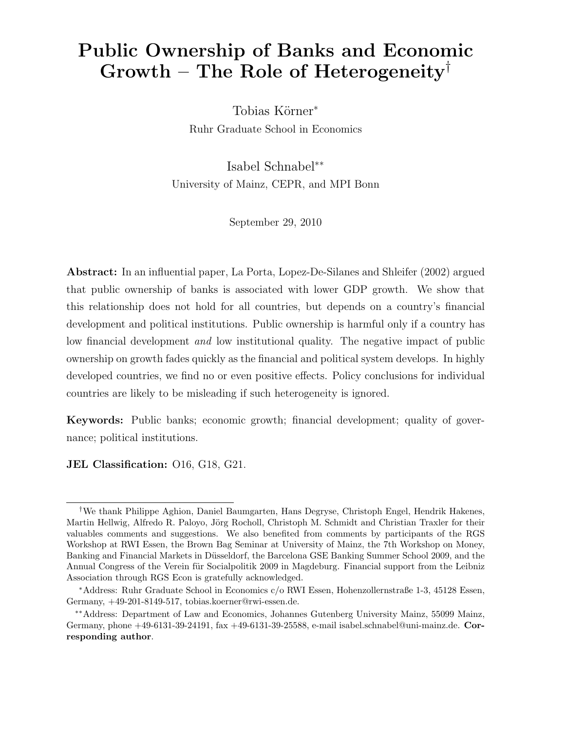# Public Ownership of Banks and Economic Growth – The Role of Heterogeneity[†]

Tobias Körner[*]

Ruhr Graduate School in Economics

Isabel Schnabel[**]

University of Mainz, CEPR, and MPI Bonn

September 29, 2010

**Abstract:** In an influential paper, La Porta, Lopez-De-Silanes and Shleifer (2002) argued that public ownership of banks is associated with lower GDP growth. We show that this relationship does not hold for all countries, but depends on a country's financial development and political institutions. Public ownership is harmful only if a country has low financial development *and* low institutional quality. The negative impact of public ownership on growth fades quickly as the financial and political system develops. In highly developed countries, we find no or even positive effects. Policy conclusions for individual countries are likely to be misleading if such heterogeneity is ignored.

**Keywords:** Public banks; economic growth; financial development; quality of governance; political institutions.

**JEL Classification:** O16, G18, G21.

---

[†]We thank Philippe Aghion, Daniel Baumgarten, Hans Degryse, Christoph Engel, Hendrik Hakenes, Martin Hellwig, Alfredo R. Paloyo, Jörg Rocholl, Christoph M. Schmidt and Christian Traxler for their valuables comments and suggestions. We also benefited from comments by participants of the RGS Workshop at RWI Essen, the Brown Bag Seminar at University of Mainz, the 7th Workshop on Money, Banking and Financial Markets in Düsseldorf, the Barcelona GSE Banking Summer School 2009, and the Annual Congress of the Verein für Socialpolitik 2009 in Magdeburg. Financial support from the Leibniz Association through RGS Econ is gratefully acknowledged.

[*]Address: Ruhr Graduate School in Economics c/o RWI Essen, Hohenzollernstraße 1-3, 45128 Essen, Germany, +49-201-8149-517, tobias.koerner@rwi-essen.de.

[**]Address: Department of Law and Economics, Johannes Gutenberg University Mainz, 55099 Mainz, Germany, phone +49-6131-39-24191, fax +49-6131-39-25588, e-mail isabel.schnabel@uni-mainz.de. **Corresponding author**.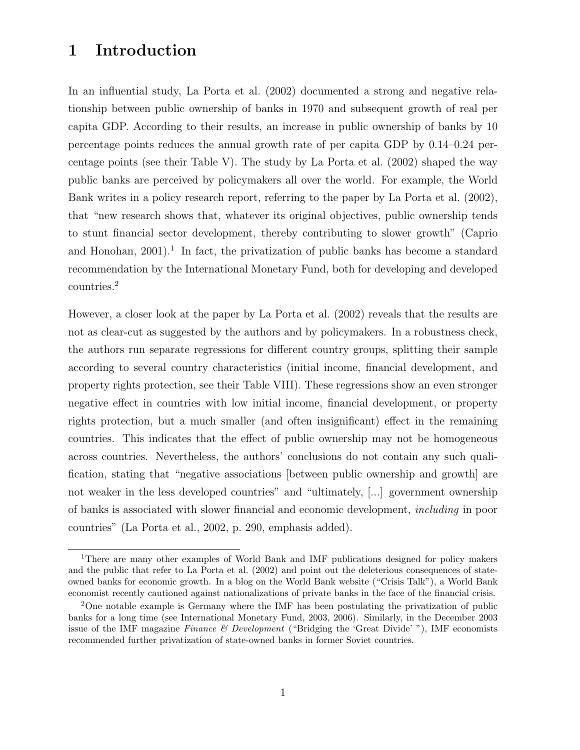# 1 Introduction

In an influential study, La Porta et al. (2002) documented a strong and negative relationship between public ownership of banks in 1970 and subsequent growth of real per capita GDP. According to their results, an increase in public ownership of banks by 10 percentage points reduces the annual growth rate of per capita GDP by 0.14–0.24 percentage points (see their Table V). The study by La Porta et al. (2002) shaped the way public banks are perceived by policymakers all over the world. For example, the World Bank writes in a policy research report, referring to the paper by La Porta et al. (2002), that "new research shows that, whatever its original objectives, public ownership tends to stunt financial sector development, thereby contributing to slower growth" (Caprio and Honohan, 2001).[1] In fact, the privatization of public banks has become a standard recommendation by the International Monetary Fund, both for developing and developed countries.[2]

However, a closer look at the paper by La Porta et al. (2002) reveals that the results are not as clear-cut as suggested by the authors and by policymakers. In a robustness check, the authors run separate regressions for different country groups, splitting their sample according to several country characteristics (initial income, financial development, and property rights protection, see their Table VIII). These regressions show an even stronger negative effect in countries with low initial income, financial development, or property rights protection, but a much smaller (and often insignificant) effect in the remaining countries. This indicates that the effect of public ownership may not be homogeneous across countries. Nevertheless, the authors' conclusions do not contain any such qualification, stating that "negative associations [between public ownership and growth] are not weaker in the less developed countries" and "ultimately, [...] government ownership of banks is associated with slower financial and economic development, *including* in poor countries" (La Porta et al., 2002, p. 290, emphasis added).

[1] There are many other examples of World Bank and IMF publications designed for policy makers and the public that refer to La Porta et al. (2002) and point out the deleterious consequences of state-owned banks for economic growth. In a blog on the World Bank website ("Crisis Talk"), a World Bank economist recently cautioned against nationalizations of private banks in the face of the financial crisis.

[2] One notable example is Germany where the IMF has been postulating the privatization of public banks for a long time (see International Monetary Fund, 2003, 2006). Similarly, in the December 2003 issue of the IMF magazine *Finance & Development* ("Bridging the 'Great Divide' "), IMF economists recommended further privatization of state-owned banks in former Soviet countries.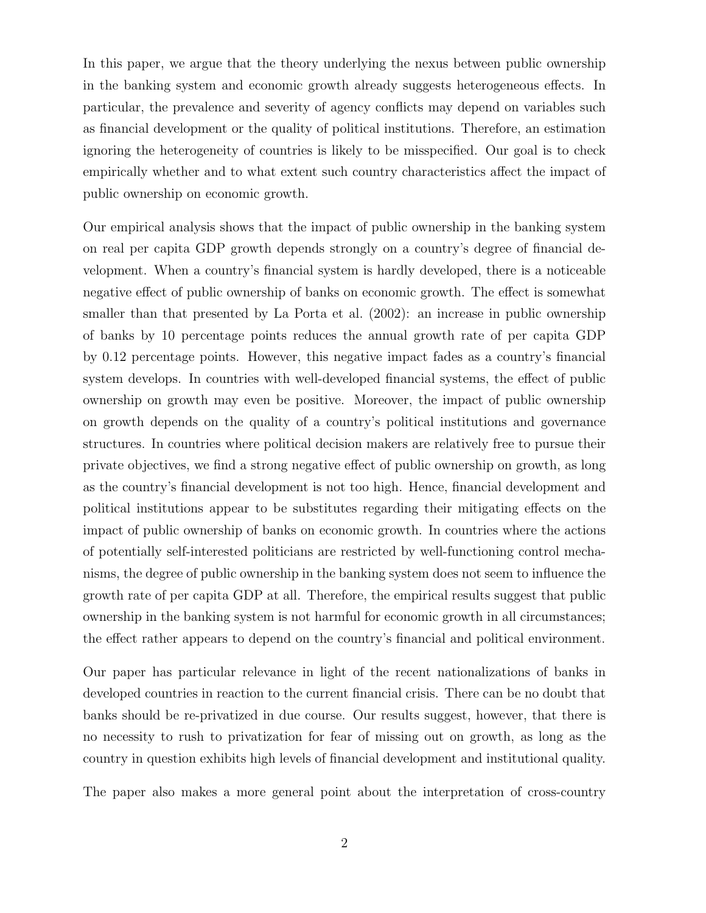In this paper, we argue that the theory underlying the nexus between public ownership in the banking system and economic growth already suggests heterogeneous effects. In particular, the prevalence and severity of agency conflicts may depend on variables such as financial development or the quality of political institutions. Therefore, an estimation ignoring the heterogeneity of countries is likely to be misspecified. Our goal is to check empirically whether and to what extent such country characteristics affect the impact of public ownership on economic growth.

Our empirical analysis shows that the impact of public ownership in the banking system on real per capita GDP growth depends strongly on a country's degree of financial development. When a country's financial system is hardly developed, there is a noticeable negative effect of public ownership of banks on economic growth. The effect is somewhat smaller than that presented by La Porta et al. (2002): an increase in public ownership of banks by 10 percentage points reduces the annual growth rate of per capita GDP by 0.12 percentage points. However, this negative impact fades as a country's financial system develops. In countries with well-developed financial systems, the effect of public ownership on growth may even be positive. Moreover, the impact of public ownership on growth depends on the quality of a country's political institutions and governance structures. In countries where political decision makers are relatively free to pursue their private objectives, we find a strong negative effect of public ownership on growth, as long as the country's financial development is not too high. Hence, financial development and political institutions appear to be substitutes regarding their mitigating effects on the impact of public ownership of banks on economic growth. In countries where the actions of potentially self-interested politicians are restricted by well-functioning control mechanisms, the degree of public ownership in the banking system does not seem to influence the growth rate of per capita GDP at all. Therefore, the empirical results suggest that public ownership in the banking system is not harmful for economic growth in all circumstances; the effect rather appears to depend on the country's financial and political environment.

Our paper has particular relevance in light of the recent nationalizations of banks in developed countries in reaction to the current financial crisis. There can be no doubt that banks should be re-privatized in due course. Our results suggest, however, that there is no necessity to rush to privatization for fear of missing out on growth, as long as the country in question exhibits high levels of financial development and institutional quality.

The paper also makes a more general point about the interpretation of cross-country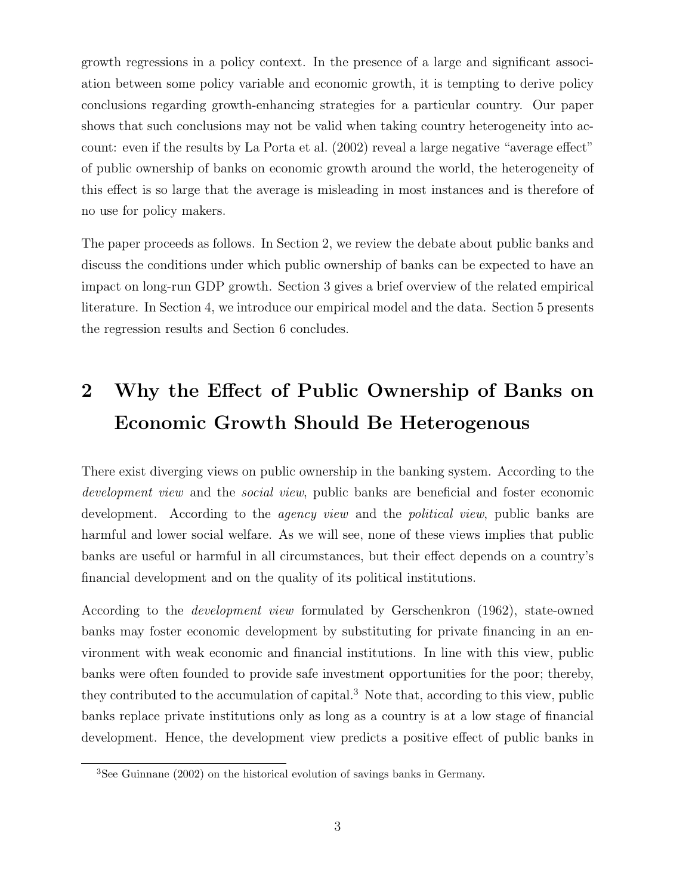growth regressions in a policy context. In the presence of a large and significant association between some policy variable and economic growth, it is tempting to derive policy conclusions regarding growth-enhancing strategies for a particular country. Our paper shows that such conclusions may not be valid when taking country heterogeneity into account: even if the results by La Porta et al. (2002) reveal a large negative "average effect" of public ownership of banks on economic growth around the world, the heterogeneity of this effect is so large that the average is misleading in most instances and is therefore of no use for policy makers.

The paper proceeds as follows. In Section 2, we review the debate about public banks and discuss the conditions under which public ownership of banks can be expected to have an impact on long-run GDP growth. Section 3 gives a brief overview of the related empirical literature. In Section 4, we introduce our empirical model and the data. Section 5 presents the regression results and Section 6 concludes.

# 2 Why the Effect of Public Ownership of Banks on Economic Growth Should Be Heterogenous

There exist diverging views on public ownership in the banking system. According to the *development view* and the *social view*, public banks are beneficial and foster economic development. According to the *agency view* and the *political view*, public banks are harmful and lower social welfare. As we will see, none of these views implies that public banks are useful or harmful in all circumstances, but their effect depends on a country's financial development and on the quality of its political institutions.

According to the *development view* formulated by Gerschenkron (1962), state-owned banks may foster economic development by substituting for private financing in an environment with weak economic and financial institutions. In line with this view, public banks were often founded to provide safe investment opportunities for the poor; thereby, they contributed to the accumulation of capital.[3] Note that, according to this view, public banks replace private institutions only as long as a country is at a low stage of financial development. Hence, the development view predicts a positive effect of public banks in

[3] See Guinnane (2002) on the historical evolution of savings banks in Germany.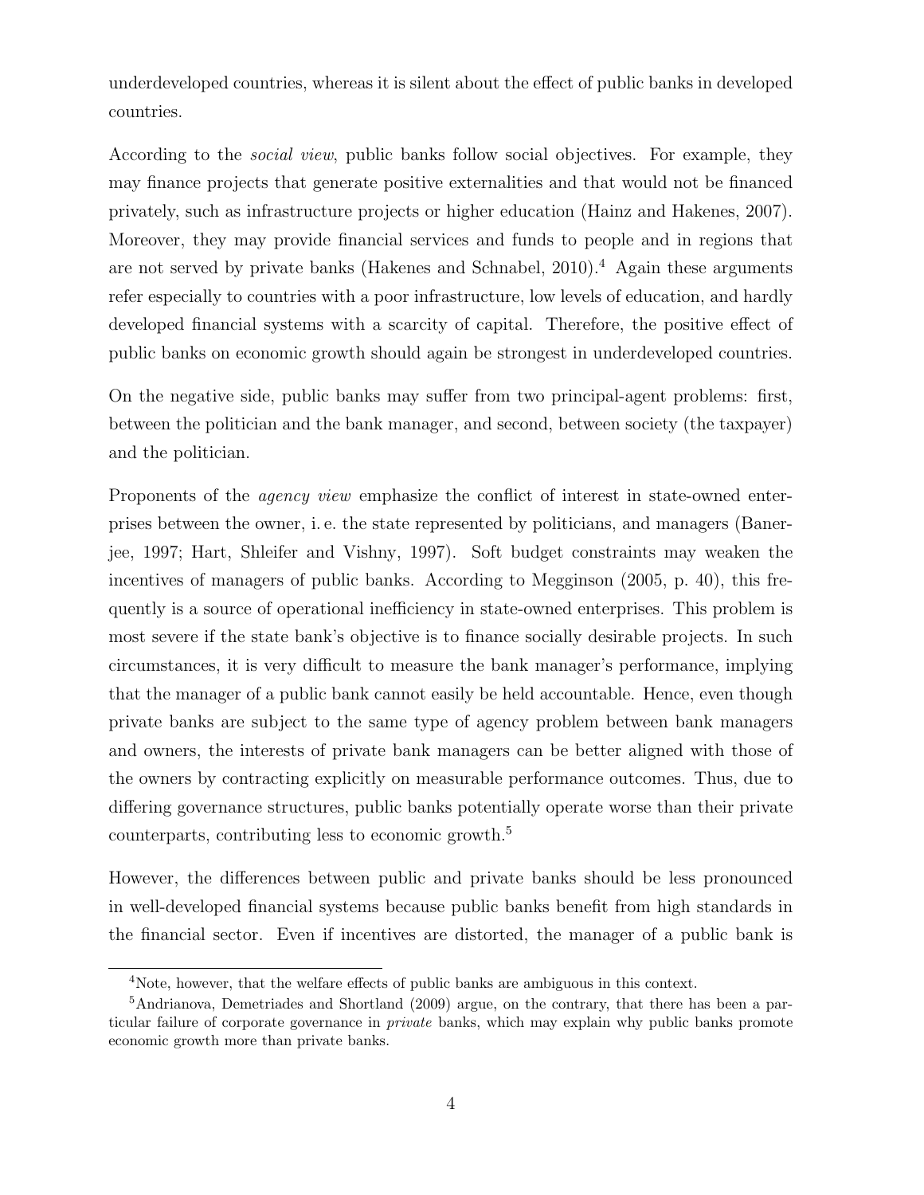underdeveloped countries, whereas it is silent about the effect of public banks in developed countries.

According to the *social view*, public banks follow social objectives. For example, they may finance projects that generate positive externalities and that would not be financed privately, such as infrastructure projects or higher education (Hainz and Hakenes, 2007). Moreover, they may provide financial services and funds to people and in regions that are not served by private banks (Hakenes and Schnabel, 2010).[4] Again these arguments refer especially to countries with a poor infrastructure, low levels of education, and hardly developed financial systems with a scarcity of capital. Therefore, the positive effect of public banks on economic growth should again be strongest in underdeveloped countries.

On the negative side, public banks may suffer from two principal-agent problems: first, between the politician and the bank manager, and second, between society (the taxpayer) and the politician.

Proponents of the *agency view* emphasize the conflict of interest in state-owned enterprises between the owner, i. e. the state represented by politicians, and managers (Banerjee, 1997; Hart, Shleifer and Vishny, 1997). Soft budget constraints may weaken the incentives of managers of public banks. According to Megginson (2005, p. 40), this frequently is a source of operational inefficiency in state-owned enterprises. This problem is most severe if the state bank's objective is to finance socially desirable projects. In such circumstances, it is very difficult to measure the bank manager's performance, implying that the manager of a public bank cannot easily be held accountable. Hence, even though private banks are subject to the same type of agency problem between bank managers and owners, the interests of private bank managers can be better aligned with those of the owners by contracting explicitly on measurable performance outcomes. Thus, due to differing governance structures, public banks potentially operate worse than their private counterparts, contributing less to economic growth.[5]

However, the differences between public and private banks should be less pronounced in well-developed financial systems because public banks benefit from high standards in the financial sector. Even if incentives are distorted, the manager of a public bank is

[4] Note, however, that the welfare effects of public banks are ambiguous in this context.

[5] Andrianova, Demetriades and Shortland (2009) argue, on the contrary, that there has been a particular failure of corporate governance in *private* banks, which may explain why public banks promote economic growth more than private banks.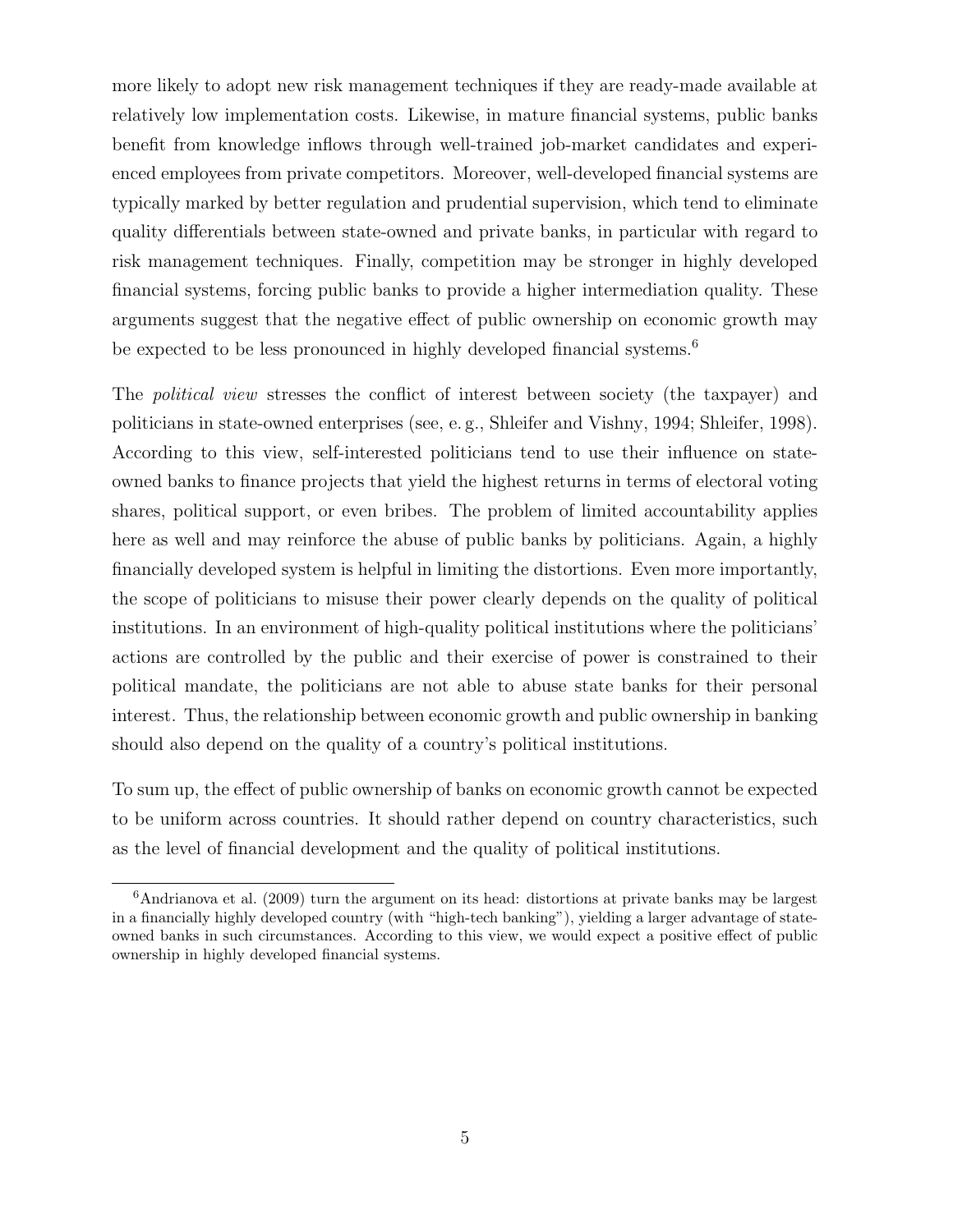more likely to adopt new risk management techniques if they are ready-made available at relatively low implementation costs. Likewise, in mature financial systems, public banks benefit from knowledge inflows through well-trained job-market candidates and experienced employees from private competitors. Moreover, well-developed financial systems are typically marked by better regulation and prudential supervision, which tend to eliminate quality differentials between state-owned and private banks, in particular with regard to risk management techniques. Finally, competition may be stronger in highly developed financial systems, forcing public banks to provide a higher intermediation quality. These arguments suggest that the negative effect of public ownership on economic growth may be expected to be less pronounced in highly developed financial systems.[6]

The *political view* stresses the conflict of interest between society (the taxpayer) and politicians in state-owned enterprises (see, e. g., Shleifer and Vishny, 1994; Shleifer, 1998). According to this view, self-interested politicians tend to use their influence on state-owned banks to finance projects that yield the highest returns in terms of electoral voting shares, political support, or even bribes. The problem of limited accountability applies here as well and may reinforce the abuse of public banks by politicians. Again, a highly financially developed system is helpful in limiting the distortions. Even more importantly, the scope of politicians to misuse their power clearly depends on the quality of political institutions. In an environment of high-quality political institutions where the politicians' actions are controlled by the public and their exercise of power is constrained to their political mandate, the politicians are not able to abuse state banks for their personal interest. Thus, the relationship between economic growth and public ownership in banking should also depend on the quality of a country's political institutions.

To sum up, the effect of public ownership of banks on economic growth cannot be expected to be uniform across countries. It should rather depend on country characteristics, such as the level of financial development and the quality of political institutions.

[6] Andrianova et al. (2009) turn the argument on its head: distortions at private banks may be largest in a financially highly developed country (with "high-tech banking"), yielding a larger advantage of state-owned banks in such circumstances. According to this view, we would expect a positive effect of public ownership in highly developed financial systems.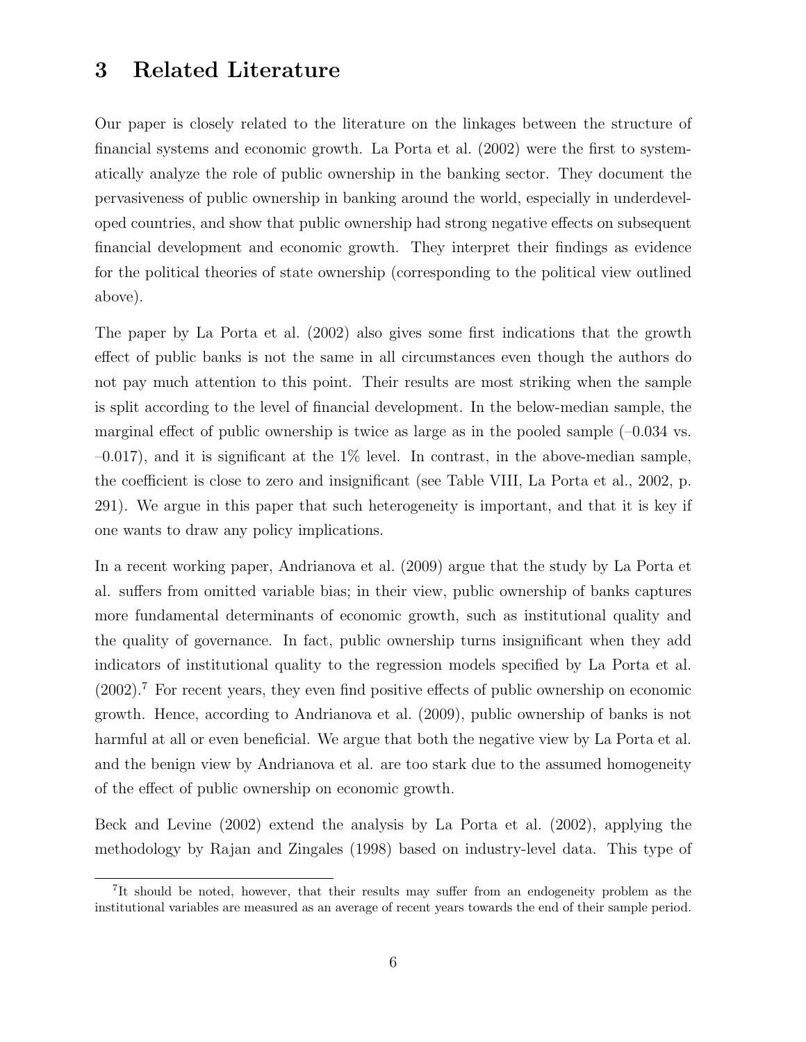# 3 Related Literature

Our paper is closely related to the literature on the linkages between the structure of financial systems and economic growth. La Porta et al. (2002) were the first to systematically analyze the role of public ownership in the banking sector. They document the pervasiveness of public ownership in banking around the world, especially in underdeveloped countries, and show that public ownership had strong negative effects on subsequent financial development and economic growth. They interpret their findings as evidence for the political theories of state ownership (corresponding to the political view outlined above).

The paper by La Porta et al. (2002) also gives some first indications that the growth effect of public banks is not the same in all circumstances even though the authors do not pay much attention to this point. Their results are most striking when the sample is split according to the level of financial development. In the below-median sample, the marginal effect of public ownership is twice as large as in the pooled sample (–0.034 vs. –0.017), and it is significant at the 1% level. In contrast, in the above-median sample, the coefficient is close to zero and insignificant (see Table VIII, La Porta et al., 2002, p. 291). We argue in this paper that such heterogeneity is important, and that it is key if one wants to draw any policy implications.

In a recent working paper, Andrianova et al. (2009) argue that the study by La Porta et al. suffers from omitted variable bias; in their view, public ownership of banks captures more fundamental determinants of economic growth, such as institutional quality and the quality of governance. In fact, public ownership turns insignificant when they add indicators of institutional quality to the regression models specified by La Porta et al. (2002).[7] For recent years, they even find positive effects of public ownership on economic growth. Hence, according to Andrianova et al. (2009), public ownership of banks is not harmful at all or even beneficial. We argue that both the negative view by La Porta et al. and the benign view by Andrianova et al. are too stark due to the assumed homogeneity of the effect of public ownership on economic growth.

Beck and Levine (2002) extend the analysis by La Porta et al. (2002), applying the methodology by Rajan and Zingales (1998) based on industry-level data. This type of

[7] It should be noted, however, that their results may suffer from an endogeneity problem as the institutional variables are measured as an average of recent years towards the end of their sample period.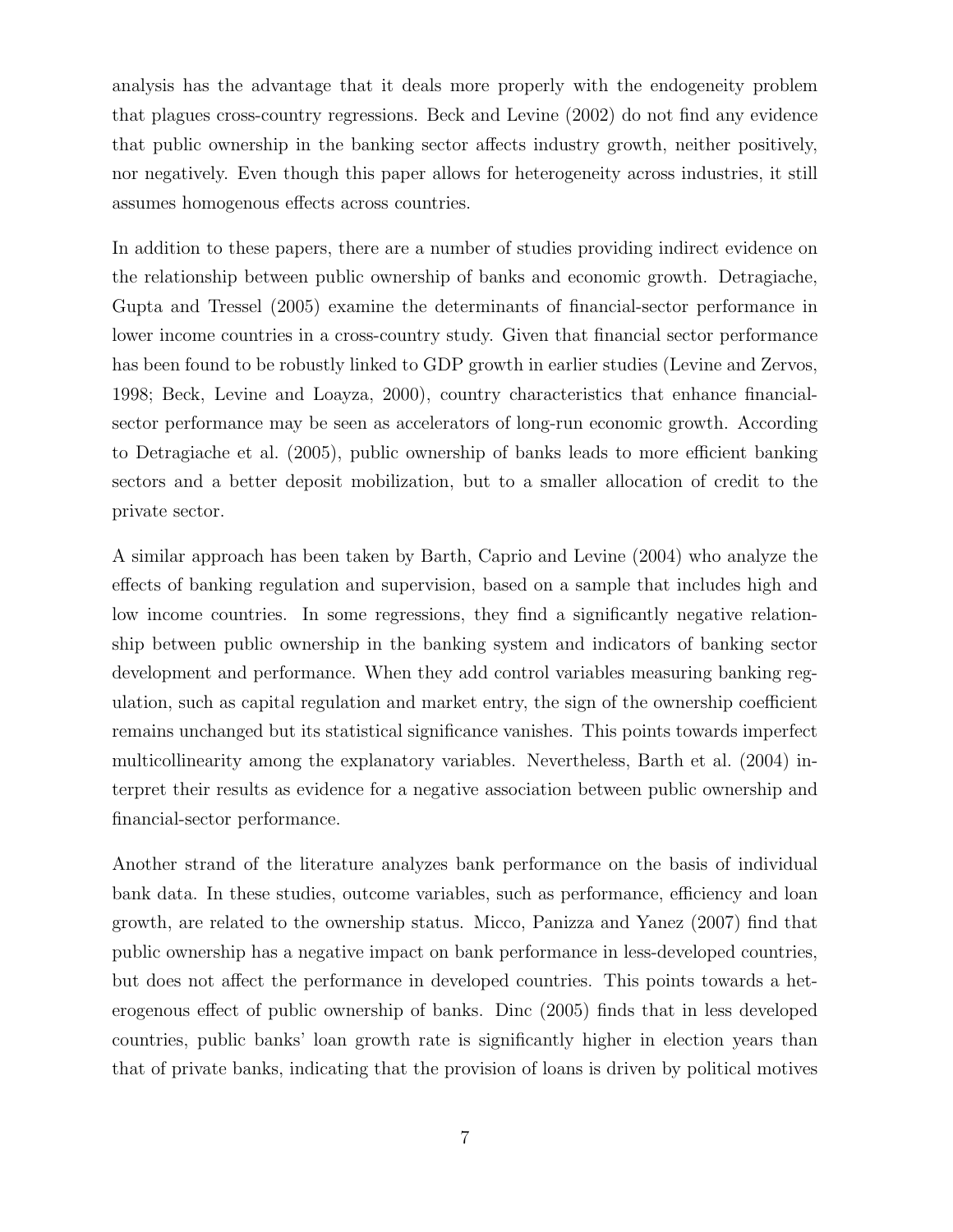analysis has the advantage that it deals more properly with the endogeneity problem that plagues cross-country regressions. Beck and Levine (2002) do not find any evidence that public ownership in the banking sector affects industry growth, neither positively, nor negatively. Even though this paper allows for heterogeneity across industries, it still assumes homogenous effects across countries.

In addition to these papers, there are a number of studies providing indirect evidence on the relationship between public ownership of banks and economic growth. Detragiache, Gupta and Tressel (2005) examine the determinants of financial-sector performance in lower income countries in a cross-country study. Given that financial sector performance has been found to be robustly linked to GDP growth in earlier studies (Levine and Zervos, 1998; Beck, Levine and Loayza, 2000), country characteristics that enhance financial-sector performance may be seen as accelerators of long-run economic growth. According to Detragiache et al. (2005), public ownership of banks leads to more efficient banking sectors and a better deposit mobilization, but to a smaller allocation of credit to the private sector.

A similar approach has been taken by Barth, Caprio and Levine (2004) who analyze the effects of banking regulation and supervision, based on a sample that includes high and low income countries. In some regressions, they find a significantly negative relationship between public ownership in the banking system and indicators of banking sector development and performance. When they add control variables measuring banking regulation, such as capital regulation and market entry, the sign of the ownership coefficient remains unchanged but its statistical significance vanishes. This points towards imperfect multicollinearity among the explanatory variables. Nevertheless, Barth et al. (2004) interpret their results as evidence for a negative association between public ownership and financial-sector performance.

Another strand of the literature analyzes bank performance on the basis of individual bank data. In these studies, outcome variables, such as performance, efficiency and loan growth, are related to the ownership status. Micco, Panizza and Yanez (2007) find that public ownership has a negative impact on bank performance in less-developed countries, but does not affect the performance in developed countries. This points towards a heterogenous effect of public ownership of banks. Dinc (2005) finds that in less developed countries, public banks' loan growth rate is significantly higher in election years than that of private banks, indicating that the provision of loans is driven by political motives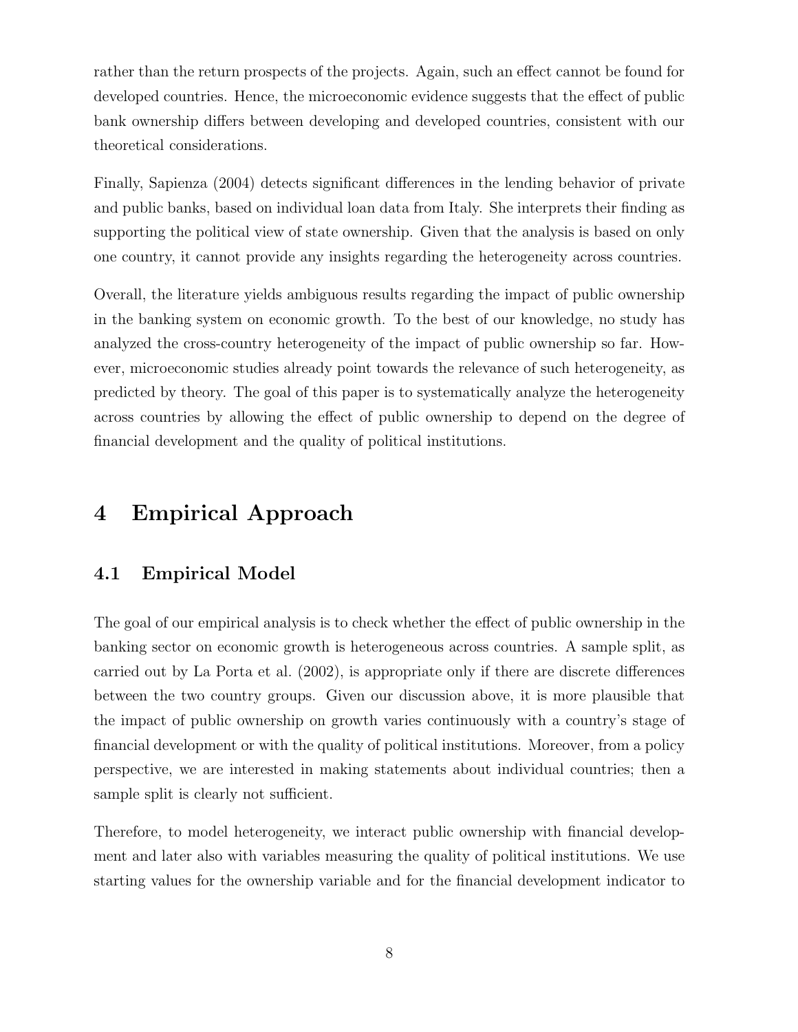rather than the return prospects of the projects. Again, such an effect cannot be found for developed countries. Hence, the microeconomic evidence suggests that the effect of public bank ownership differs between developing and developed countries, consistent with our theoretical considerations.

Finally, Sapienza (2004) detects significant differences in the lending behavior of private and public banks, based on individual loan data from Italy. She interprets their finding as supporting the political view of state ownership. Given that the analysis is based on only one country, it cannot provide any insights regarding the heterogeneity across countries.

Overall, the literature yields ambiguous results regarding the impact of public ownership in the banking system on economic growth. To the best of our knowledge, no study has analyzed the cross-country heterogeneity of the impact of public ownership so far. However, microeconomic studies already point towards the relevance of such heterogeneity, as predicted by theory. The goal of this paper is to systematically analyze the heterogeneity across countries by allowing the effect of public ownership to depend on the degree of financial development and the quality of political institutions.

# 4 Empirical Approach

## 4.1 Empirical Model

The goal of our empirical analysis is to check whether the effect of public ownership in the banking sector on economic growth is heterogeneous across countries. A sample split, as carried out by La Porta et al. (2002), is appropriate only if there are discrete differences between the two country groups. Given our discussion above, it is more plausible that the impact of public ownership on growth varies continuously with a country's stage of financial development or with the quality of political institutions. Moreover, from a policy perspective, we are interested in making statements about individual countries; then a sample split is clearly not sufficient.

Therefore, to model heterogeneity, we interact public ownership with financial development and later also with variables measuring the quality of political institutions. We use starting values for the ownership variable and for the financial development indicator to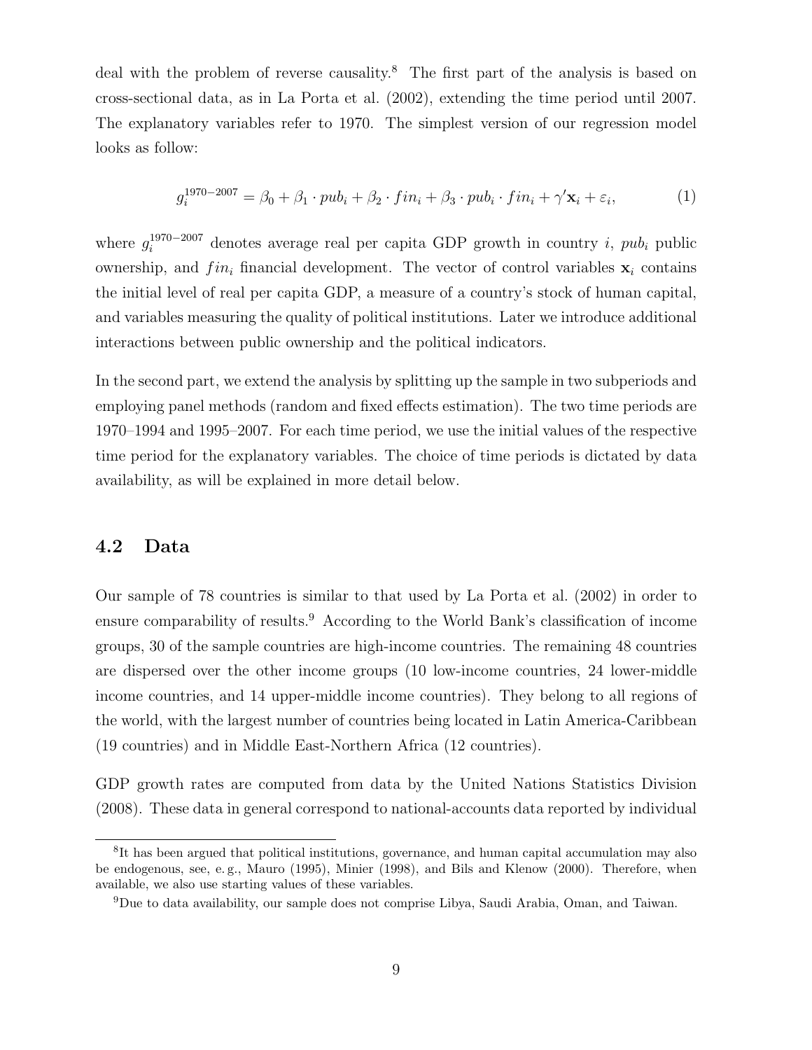deal with the problem of reverse causality.[8] The first part of the analysis is based on cross-sectional data, as in La Porta et al. (2002), extending the time period until 2007. The explanatory variables refer to 1970. The simplest version of our regression model looks as follow:

$$g_i^{1970-2007} = \beta_0 + \beta_1 \cdot pub_i + \beta_2 \cdot fin_i + \beta_3 \cdot pub_i \cdot fin_i + \gamma' \mathbf{x}_i + \varepsilon_i, \tag{1}$$

where $g_i^{1970-2007}$ denotes average real per capita GDP growth in country $i$, $pub_i$ public ownership, and $fin_i$ financial development. The vector of control variables $\mathbf{x}_i$ contains the initial level of real per capita GDP, a measure of a country's stock of human capital, and variables measuring the quality of political institutions. Later we introduce additional interactions between public ownership and the political indicators.

In the second part, we extend the analysis by splitting up the sample in two subperiods and employing panel methods (random and fixed effects estimation). The two time periods are 1970–1994 and 1995–2007. For each time period, we use the initial values of the respective time period for the explanatory variables. The choice of time periods is dictated by data availability, as will be explained in more detail below.

## 4.2 Data

Our sample of 78 countries is similar to that used by La Porta et al. (2002) in order to ensure comparability of results.[9] According to the World Bank's classification of income groups, 30 of the sample countries are high-income countries. The remaining 48 countries are dispersed over the other income groups (10 low-income countries, 24 lower-middle income countries, and 14 upper-middle income countries). They belong to all regions of the world, with the largest number of countries being located in Latin America-Caribbean (19 countries) and in Middle East-Northern Africa (12 countries).

GDP growth rates are computed from data by the United Nations Statistics Division (2008). These data in general correspond to national-accounts data reported by individual

[8] It has been argued that political institutions, governance, and human capital accumulation may also be endogenous, see, e. g., Mauro (1995), Minier (1998), and Bils and Klenow (2000). Therefore, when available, we also use starting values of these variables.

[9] Due to data availability, our sample does not comprise Libya, Saudi Arabia, Oman, and Taiwan.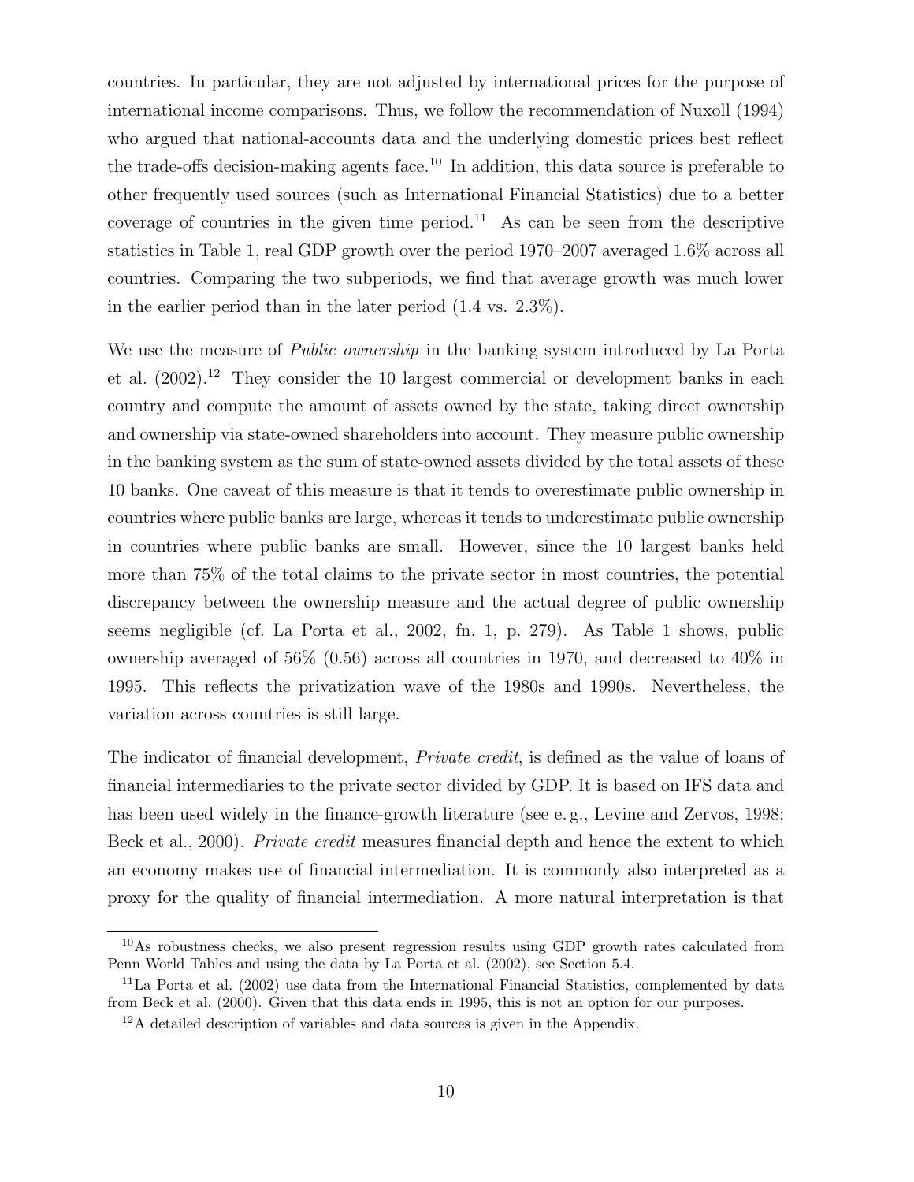countries. In particular, they are not adjusted by international prices for the purpose of international income comparisons. Thus, we follow the recommendation of Nuxoll (1994) who argued that national-accounts data and the underlying domestic prices best reflect the trade-offs decision-making agents face.[10] In addition, this data source is preferable to other frequently used sources (such as International Financial Statistics) due to a better coverage of countries in the given time period.[11] As can be seen from the descriptive statistics in Table 1, real GDP growth over the period 1970–2007 averaged 1.6% across all countries. Comparing the two subperiods, we find that average growth was much lower in the earlier period than in the later period (1.4 vs. 2.3%).

We use the measure of *Public ownership* in the banking system introduced by La Porta et al. (2002).[12] They consider the 10 largest commercial or development banks in each country and compute the amount of assets owned by the state, taking direct ownership and ownership via state-owned shareholders into account. They measure public ownership in the banking system as the sum of state-owned assets divided by the total assets of these 10 banks. One caveat of this measure is that it tends to overestimate public ownership in countries where public banks are large, whereas it tends to underestimate public ownership in countries where public banks are small. However, since the 10 largest banks held more than 75% of the total claims to the private sector in most countries, the potential discrepancy between the ownership measure and the actual degree of public ownership seems negligible (cf. La Porta et al., 2002, fn. 1, p. 279). As Table 1 shows, public ownership averaged of 56% (0.56) across all countries in 1970, and decreased to 40% in 1995. This reflects the privatization wave of the 1980s and 1990s. Nevertheless, the variation across countries is still large.

The indicator of financial development, *Private credit*, is defined as the value of loans of financial intermediaries to the private sector divided by GDP. It is based on IFS data and has been used widely in the finance-growth literature (see e. g., Levine and Zervos, 1998; Beck et al., 2000). *Private credit* measures financial depth and hence the extent to which an economy makes use of financial intermediation. It is commonly also interpreted as a proxy for the quality of financial intermediation. A more natural interpretation is that

---

[10] As robustness checks, we also present regression results using GDP growth rates calculated from Penn World Tables and using the data by La Porta et al. (2002), see Section 5.4.

[11] La Porta et al. (2002) use data from the International Financial Statistics, complemented by data from Beck et al. (2000). Given that this data ends in 1995, this is not an option for our purposes.

[12] A detailed description of variables and data sources is given in the Appendix.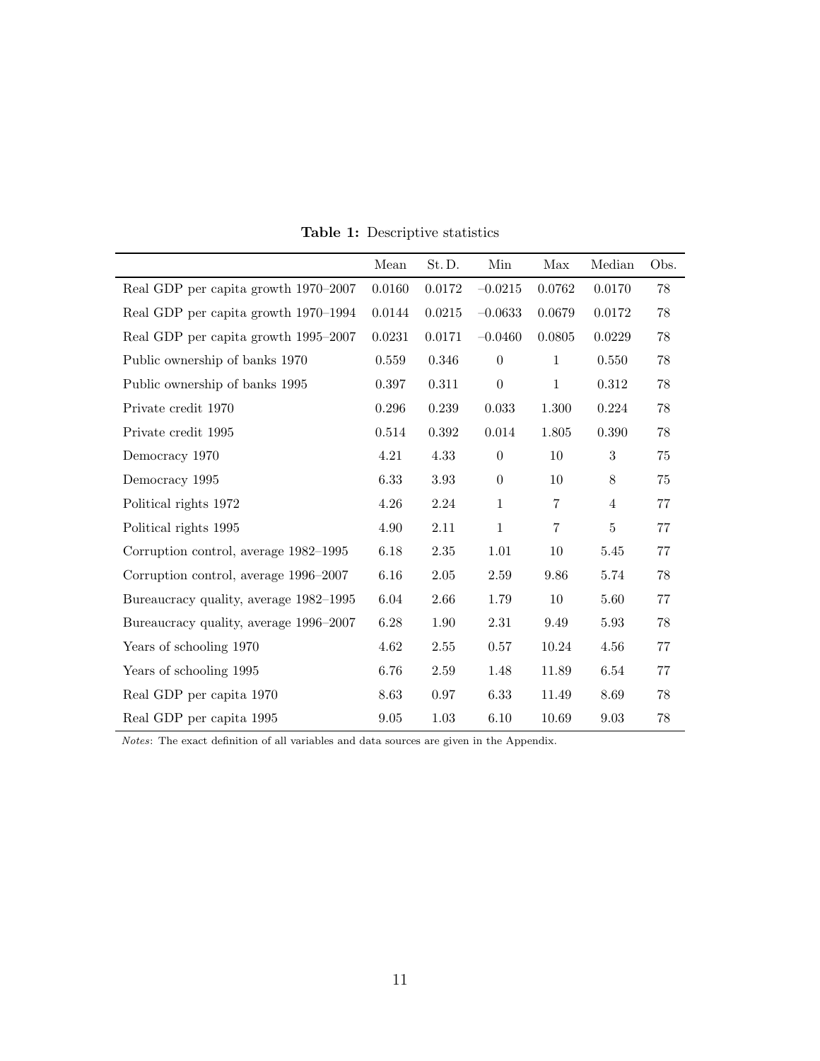**Table 1:** Descriptive statistics

| | Mean | St. D. | Min | Max | Median | Obs. |
|---|---|---|---|---|---|---|
| Real GDP per capita growth 1970–2007 | 0.0160 | 0.0172 | −0.0215 | 0.0762 | 0.0170 | 78 |
| Real GDP per capita growth 1970–1994 | 0.0144 | 0.0215 | −0.0633 | 0.0679 | 0.0172 | 78 |
| Real GDP per capita growth 1995–2007 | 0.0231 | 0.0171 | −0.0460 | 0.0805 | 0.0229 | 78 |
| Public ownership of banks 1970 | 0.559 | 0.346 | 0 | 1 | 0.550 | 78 |
| Public ownership of banks 1995 | 0.397 | 0.311 | 0 | 1 | 0.312 | 78 |
| Private credit 1970 | 0.296 | 0.239 | 0.033 | 1.300 | 0.224 | 78 |
| Private credit 1995 | 0.514 | 0.392 | 0.014 | 1.805 | 0.390 | 78 |
| Democracy 1970 | 4.21 | 4.33 | 0 | 10 | 3 | 75 |
| Democracy 1995 | 6.33 | 3.93 | 0 | 10 | 8 | 75 |
| Political rights 1972 | 4.26 | 2.24 | 1 | 7 | 4 | 77 |
| Political rights 1995 | 4.90 | 2.11 | 1 | 7 | 5 | 77 |
| Corruption control, average 1982–1995 | 6.18 | 2.35 | 1.01 | 10 | 5.45 | 77 |
| Corruption control, average 1996–2007 | 6.16 | 2.05 | 2.59 | 9.86 | 5.74 | 78 |
| Bureaucracy quality, average 1982–1995 | 6.04 | 2.66 | 1.79 | 10 | 5.60 | 77 |
| Bureaucracy quality, average 1996–2007 | 6.28 | 1.90 | 2.31 | 9.49 | 5.93 | 78 |
| Years of schooling 1970 | 4.62 | 2.55 | 0.57 | 10.24 | 4.56 | 77 |
| Years of schooling 1995 | 6.76 | 2.59 | 1.48 | 11.89 | 6.54 | 77 |
| Real GDP per capita 1970 | 8.63 | 0.97 | 6.33 | 11.49 | 8.69 | 78 |
| Real GDP per capita 1995 | 9.05 | 1.03 | 6.10 | 10.69 | 9.03 | 78 |

*Notes*: The exact definition of all variables and data sources are given in the Appendix.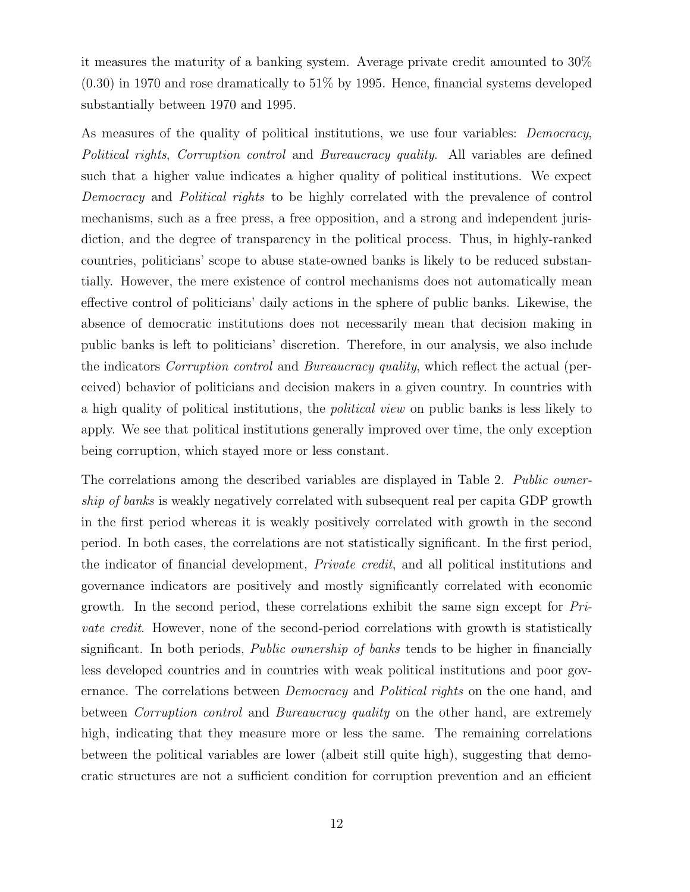it measures the maturity of a banking system. Average private credit amounted to 30% (0.30) in 1970 and rose dramatically to 51% by 1995. Hence, financial systems developed substantially between 1970 and 1995.

As measures of the quality of political institutions, we use four variables: *Democracy*, *Political rights*, *Corruption control* and *Bureaucracy quality*. All variables are defined such that a higher value indicates a higher quality of political institutions. We expect *Democracy* and *Political rights* to be highly correlated with the prevalence of control mechanisms, such as a free press, a free opposition, and a strong and independent jurisdiction, and the degree of transparency in the political process. Thus, in highly-ranked countries, politicians' scope to abuse state-owned banks is likely to be reduced substantially. However, the mere existence of control mechanisms does not automatically mean effective control of politicians' daily actions in the sphere of public banks. Likewise, the absence of democratic institutions does not necessarily mean that decision making in public banks is left to politicians' discretion. Therefore, in our analysis, we also include the indicators *Corruption control* and *Bureaucracy quality*, which reflect the actual (perceived) behavior of politicians and decision makers in a given country. In countries with a high quality of political institutions, the *political view* on public banks is less likely to apply. We see that political institutions generally improved over time, the only exception being corruption, which stayed more or less constant.

The correlations among the described variables are displayed in Table 2. *Public ownership of banks* is weakly negatively correlated with subsequent real per capita GDP growth in the first period whereas it is weakly positively correlated with growth in the second period. In both cases, the correlations are not statistically significant. In the first period, the indicator of financial development, *Private credit*, and all political institutions and governance indicators are positively and mostly significantly correlated with economic growth. In the second period, these correlations exhibit the same sign except for *Private credit*. However, none of the second-period correlations with growth is statistically significant. In both periods, *Public ownership of banks* tends to be higher in financially less developed countries and in countries with weak political institutions and poor governance. The correlations between *Democracy* and *Political rights* on the one hand, and between *Corruption control* and *Bureaucracy quality* on the other hand, are extremely high, indicating that they measure more or less the same. The remaining correlations between the political variables are lower (albeit still quite high), suggesting that democratic structures are not a sufficient condition for corruption prevention and an efficient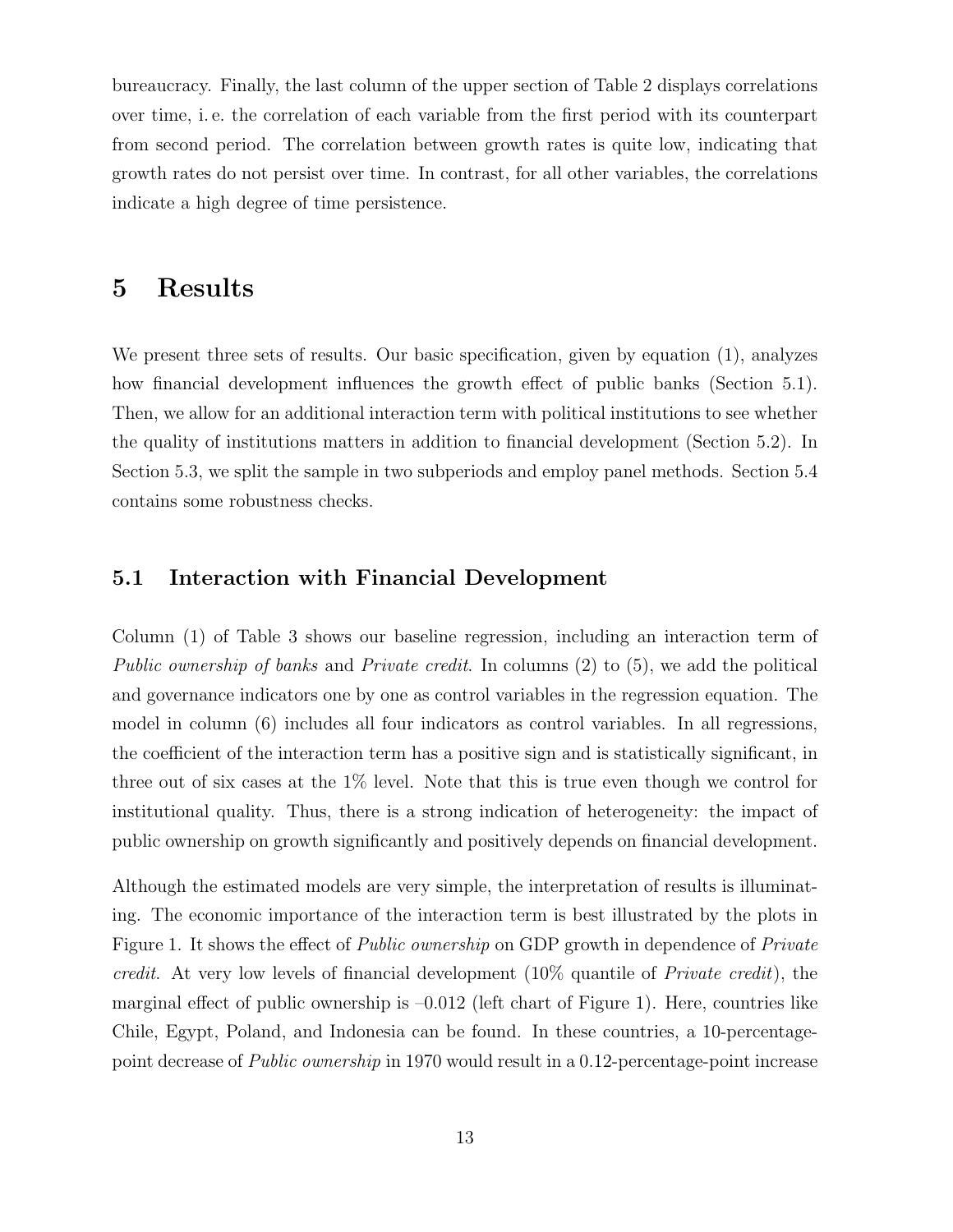bureaucracy. Finally, the last column of the upper section of Table 2 displays correlations over time, i. e. the correlation of each variable from the first period with its counterpart from second period. The correlation between growth rates is quite low, indicating that growth rates do not persist over time. In contrast, for all other variables, the correlations indicate a high degree of time persistence.

# 5 Results

We present three sets of results. Our basic specification, given by equation (1), analyzes how financial development influences the growth effect of public banks (Section 5.1). Then, we allow for an additional interaction term with political institutions to see whether the quality of institutions matters in addition to financial development (Section 5.2). In Section 5.3, we split the sample in two subperiods and employ panel methods. Section 5.4 contains some robustness checks.

## 5.1 Interaction with Financial Development

Column (1) of Table 3 shows our baseline regression, including an interaction term of *Public ownership of banks* and *Private credit*. In columns (2) to (5), we add the political and governance indicators one by one as control variables in the regression equation. The model in column (6) includes all four indicators as control variables. In all regressions, the coefficient of the interaction term has a positive sign and is statistically significant, in three out of six cases at the 1% level. Note that this is true even though we control for institutional quality. Thus, there is a strong indication of heterogeneity: the impact of public ownership on growth significantly and positively depends on financial development.

Although the estimated models are very simple, the interpretation of results is illuminating. The economic importance of the interaction term is best illustrated by the plots in Figure 1. It shows the effect of *Public ownership* on GDP growth in dependence of *Private credit*. At very low levels of financial development (10% quantile of *Private credit*), the marginal effect of public ownership is –0.012 (left chart of Figure 1). Here, countries like Chile, Egypt, Poland, and Indonesia can be found. In these countries, a 10-percentage-point decrease of *Public ownership* in 1970 would result in a 0.12-percentage-point increase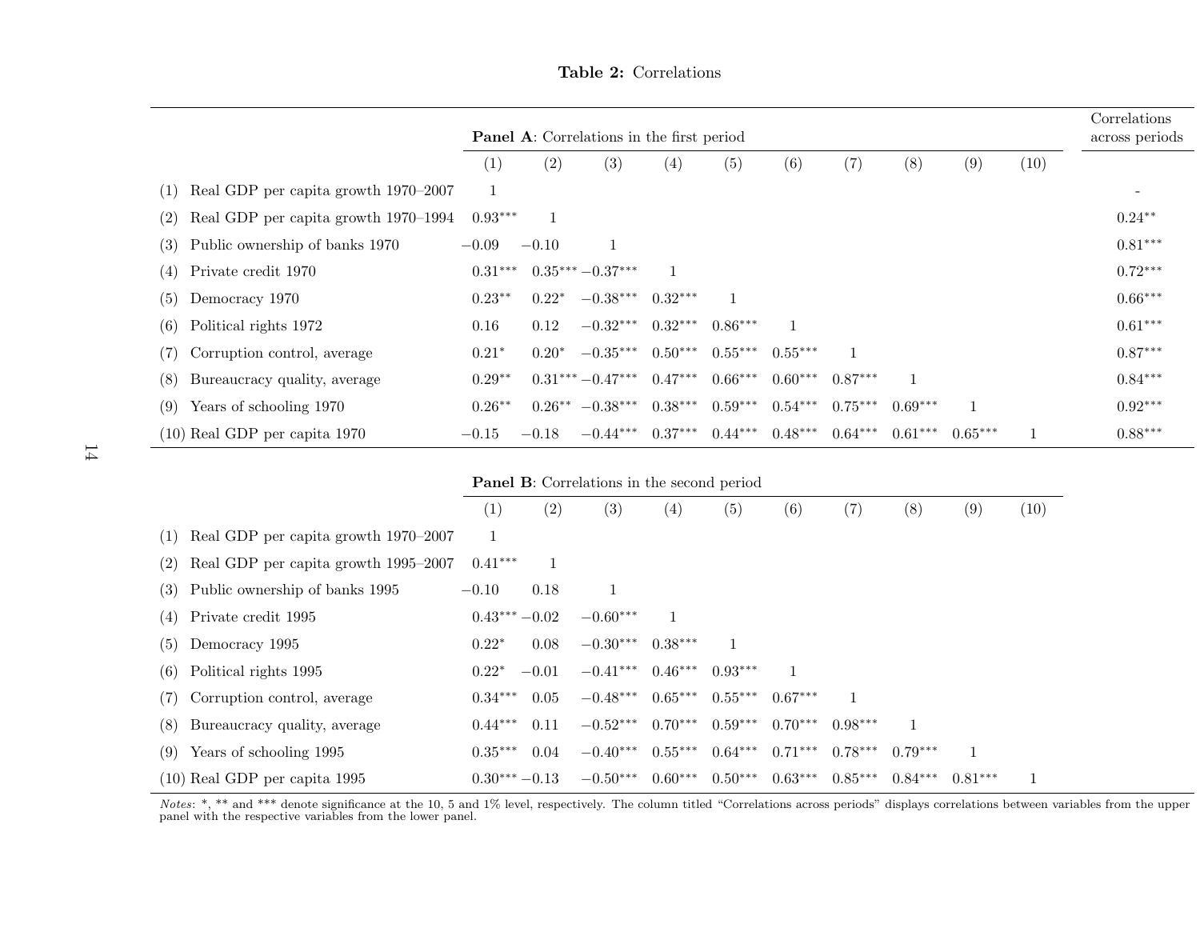**Table 2:** Correlations

| | **Panel A**: Correlations in the first period | | | | | | | | | | Correlations across periods |
|---|---|---|---|---|---|---|---|---|---|---|---|
| | (1) | (2) | (3) | (4) | (5) | (6) | (7) | (8) | (9) | (10) | |
| (1) Real GDP per capita growth 1970–2007 | 1 | | | | | | | | | | - |
| (2) Real GDP per capita growth 1970–1994 | 0.93*** | 1 | | | | | | | | | 0.24** |
| (3) Public ownership of banks 1970 | −0.09 | −0.10 | 1 | | | | | | | | 0.81*** |
| (4) Private credit 1970 | 0.31*** | 0.35*** | −0.37*** | 1 | | | | | | | 0.72*** |
| (5) Democracy 1970 | 0.23** | 0.22* | −0.38*** | 0.32*** | 1 | | | | | | 0.66*** |
| (6) Political rights 1972 | 0.16 | 0.12 | −0.32*** | 0.32*** | 0.86*** | 1 | | | | | 0.61*** |
| (7) Corruption control, average | 0.21* | 0.20* | −0.35*** | 0.50*** | 0.55*** | 0.55*** | 1 | | | | 0.87*** |
| (8) Bureaucracy quality, average | 0.29** | 0.31*** | −0.47*** | 0.47*** | 0.66*** | 0.60*** | 0.87*** | 1 | | | 0.84*** |
| (9) Years of schooling 1970 | 0.26** | 0.26** | −0.38*** | 0.38*** | 0.59*** | 0.54*** | 0.75*** | 0.69*** | 1 | | 0.92*** |
| (10) Real GDP per capita 1970 | −0.15 | −0.18 | −0.44*** | 0.37*** | 0.44*** | 0.48*** | 0.64*** | 0.61*** | 0.65*** | 1 | 0.88*** |
| | **Panel B**: Correlations in the second period | | | | | | | | | | |
| | (1) | (2) | (3) | (4) | (5) | (6) | (7) | (8) | (9) | (10) | |
| (1) Real GDP per capita growth 1970–2007 | 1 | | | | | | | | | | |
| (2) Real GDP per capita growth 1995–2007 | 0.41*** | 1 | | | | | | | | | |
| (3) Public ownership of banks 1995 | −0.10 | 0.18 | 1 | | | | | | | | |
| (4) Private credit 1995 | 0.43*** | −0.02 | −0.60*** | 1 | | | | | | | |
| (5) Democracy 1995 | 0.22* | 0.08 | −0.30*** | 0.38*** | 1 | | | | | | |
| (6) Political rights 1995 | 0.22* | −0.01 | −0.41*** | 0.46*** | 0.93*** | 1 | | | | | |
| (7) Corruption control, average | 0.34*** | 0.05 | −0.48*** | 0.65*** | 0.55*** | 0.67*** | 1 | | | | |
| (8) Bureaucracy quality, average | 0.44*** | 0.11 | −0.52*** | 0.70*** | 0.59*** | 0.70*** | 0.98*** | 1 | | | |
| (9) Years of schooling 1995 | 0.35*** | 0.04 | −0.40*** | 0.55*** | 0.64*** | 0.71*** | 0.78*** | 0.79*** | 1 | | |
| (10) Real GDP per capita 1995 | 0.30*** | −0.13 | −0.50*** | 0.60*** | 0.50*** | 0.63*** | 0.85*** | 0.84*** | 0.81*** | 1 | |

*Notes*: *, ** and *** denote significance at the 10, 5 and 1% level, respectively. The column titled "Correlations across periods" displays correlations between variables from the upper panel with the respective variables from the lower panel.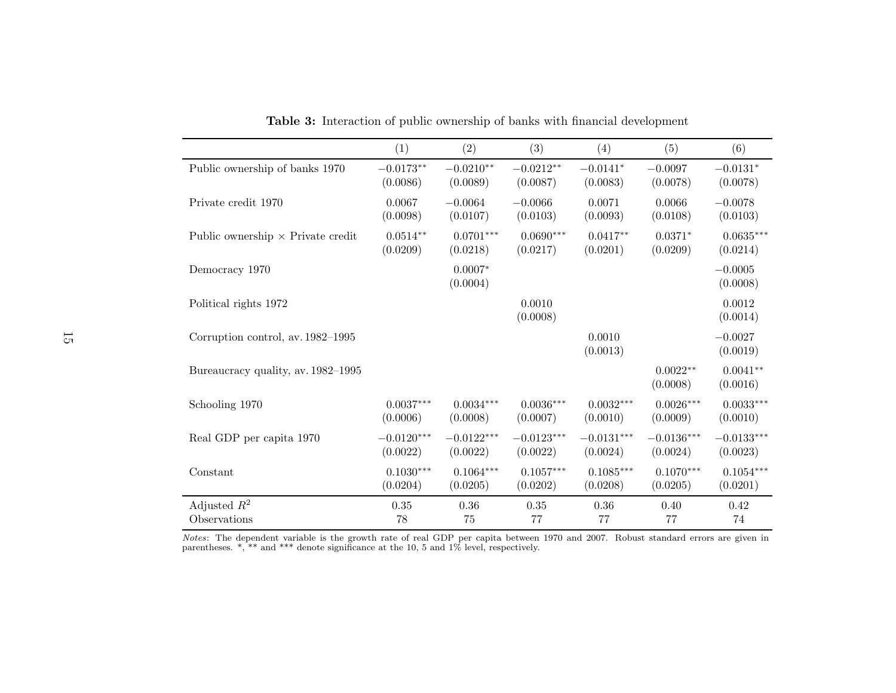**Table 3:** Interaction of public ownership of banks with financial development

| | (1) | (2) | (3) | (4) | (5) | (6) |
|---|---|---|---|---|---|---|
| Public ownership of banks 1970 | $-0.0173^{**}$ | $-0.0210^{**}$ | $-0.0212^{**}$ | $-0.0141^{*}$ | $-0.0097$ | $-0.0131^{*}$ |
| | (0.0086) | (0.0089) | (0.0087) | (0.0083) | (0.0078) | (0.0078) |
| Private credit 1970 | 0.0067 | $-0.0064$ | $-0.0066$ | 0.0071 | 0.0066 | $-0.0078$ |
| | (0.0098) | (0.0107) | (0.0103) | (0.0093) | (0.0108) | (0.0103) |
| Public ownership × Private credit | $0.0514^{**}$ | $0.0701^{***}$ | $0.0690^{***}$ | $0.0417^{**}$ | $0.0371^{*}$ | $0.0635^{***}$ |
| | (0.0209) | (0.0218) | (0.0217) | (0.0201) | (0.0209) | (0.0214) |
| Democracy 1970 | | $0.0007^{*}$ | | | | $-0.0005$ |
| | | (0.0004) | | | | (0.0008) |
| Political rights 1972 | | | 0.0010 | | | 0.0012 |
| | | | (0.0008) | | | (0.0014) |
| Corruption control, av. 1982–1995 | | | | 0.0010 | | $-0.0027$ |
| | | | | (0.0013) | | (0.0019) |
| Bureaucracy quality, av. 1982–1995 | | | | | $0.0022^{**}$ | $0.0041^{**}$ |
| | | | | | (0.0008) | (0.0016) |
| Schooling 1970 | $0.0037^{***}$ | $0.0034^{***}$ | $0.0036^{***}$ | $0.0032^{***}$ | $0.0026^{***}$ | $0.0033^{***}$ |
| | (0.0006) | (0.0008) | (0.0007) | (0.0010) | (0.0009) | (0.0010) |
| Real GDP per capita 1970 | $-0.0120^{***}$ | $-0.0122^{***}$ | $-0.0123^{***}$ | $-0.0131^{***}$ | $-0.0136^{***}$ | $-0.0133^{***}$ |
| | (0.0022) | (0.0022) | (0.0022) | (0.0024) | (0.0024) | (0.0023) |
| Constant | $0.1030^{***}$ | $0.1064^{***}$ | $0.1057^{***}$ | $0.1085^{***}$ | $0.1070^{***}$ | $0.1054^{***}$ |
| | (0.0204) | (0.0205) | (0.0202) | (0.0208) | (0.0205) | (0.0201) |
| Adjusted $R^2$ | 0.35 | 0.36 | 0.35 | 0.36 | 0.40 | 0.42 |
| Observations | 78 | 75 | 77 | 77 | 77 | 74 |

*Notes*: The dependent variable is the growth rate of real GDP per capita between 1970 and 2007. Robust standard errors are given in parentheses. *, ** and *** denote significance at the 10, 5 and 1% level, respectively.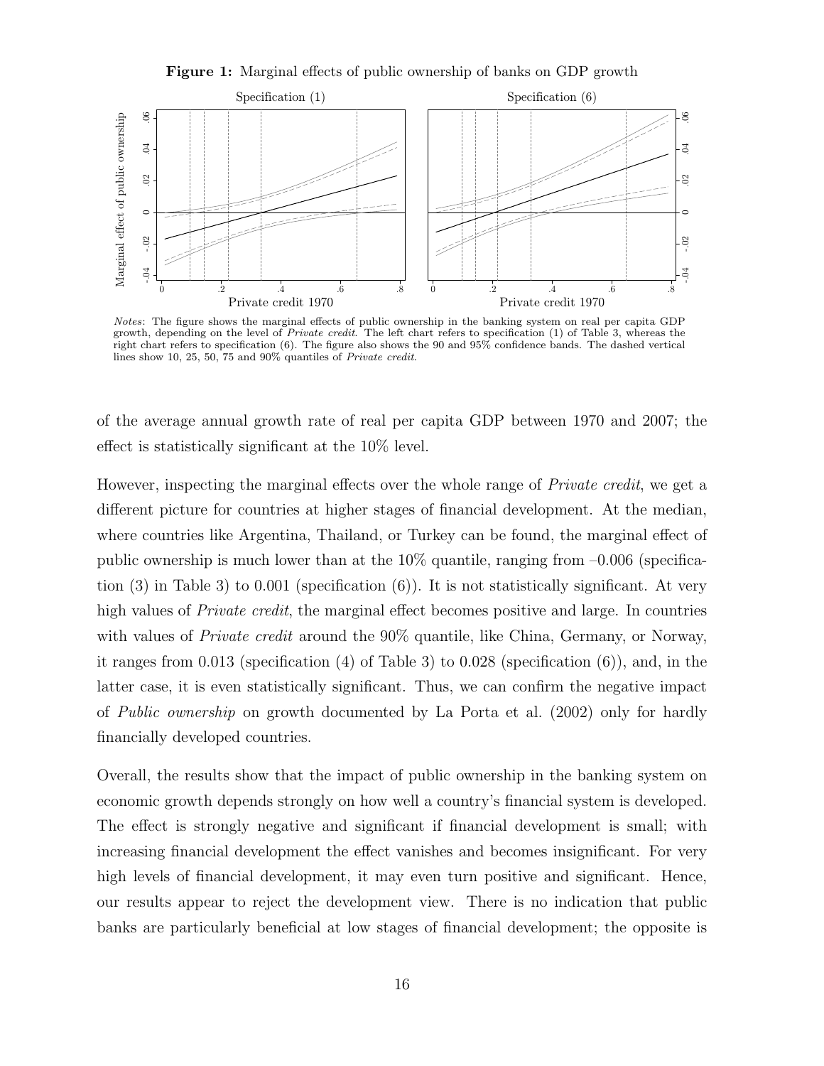**Figure 1:** Marginal effects of public ownership of banks on GDP growth

*Notes*: The figure shows the marginal effects of public ownership in the banking system on real per capita GDP growth, depending on the level of *Private credit*. The left chart refers to specification (1) of Table 3, whereas the right chart refers to specification (6). The figure also shows the 90 and 95% confidence bands. The dashed vertical lines show 10, 25, 50, 75 and 90% quantiles of *Private credit*.

of the average annual growth rate of real per capita GDP between 1970 and 2007; the effect is statistically significant at the 10% level.

However, inspecting the marginal effects over the whole range of *Private credit*, we get a different picture for countries at higher stages of financial development. At the median, where countries like Argentina, Thailand, or Turkey can be found, the marginal effect of public ownership is much lower than at the 10% quantile, ranging from –0.006 (specification (3) in Table 3) to 0.001 (specification (6)). It is not statistically significant. At very high values of *Private credit*, the marginal effect becomes positive and large. In countries with values of *Private credit* around the 90% quantile, like China, Germany, or Norway, it ranges from 0.013 (specification (4) of Table 3) to 0.028 (specification (6)), and, in the latter case, it is even statistically significant. Thus, we can confirm the negative impact of *Public ownership* on growth documented by La Porta et al. (2002) only for hardly financially developed countries.

Overall, the results show that the impact of public ownership in the banking system on economic growth depends strongly on how well a country's financial system is developed. The effect is strongly negative and significant if financial development is small; with increasing financial development the effect vanishes and becomes insignificant. For very high levels of financial development, it may even turn positive and significant. Hence, our results appear to reject the development view. There is no indication that public banks are particularly beneficial at low stages of financial development; the opposite is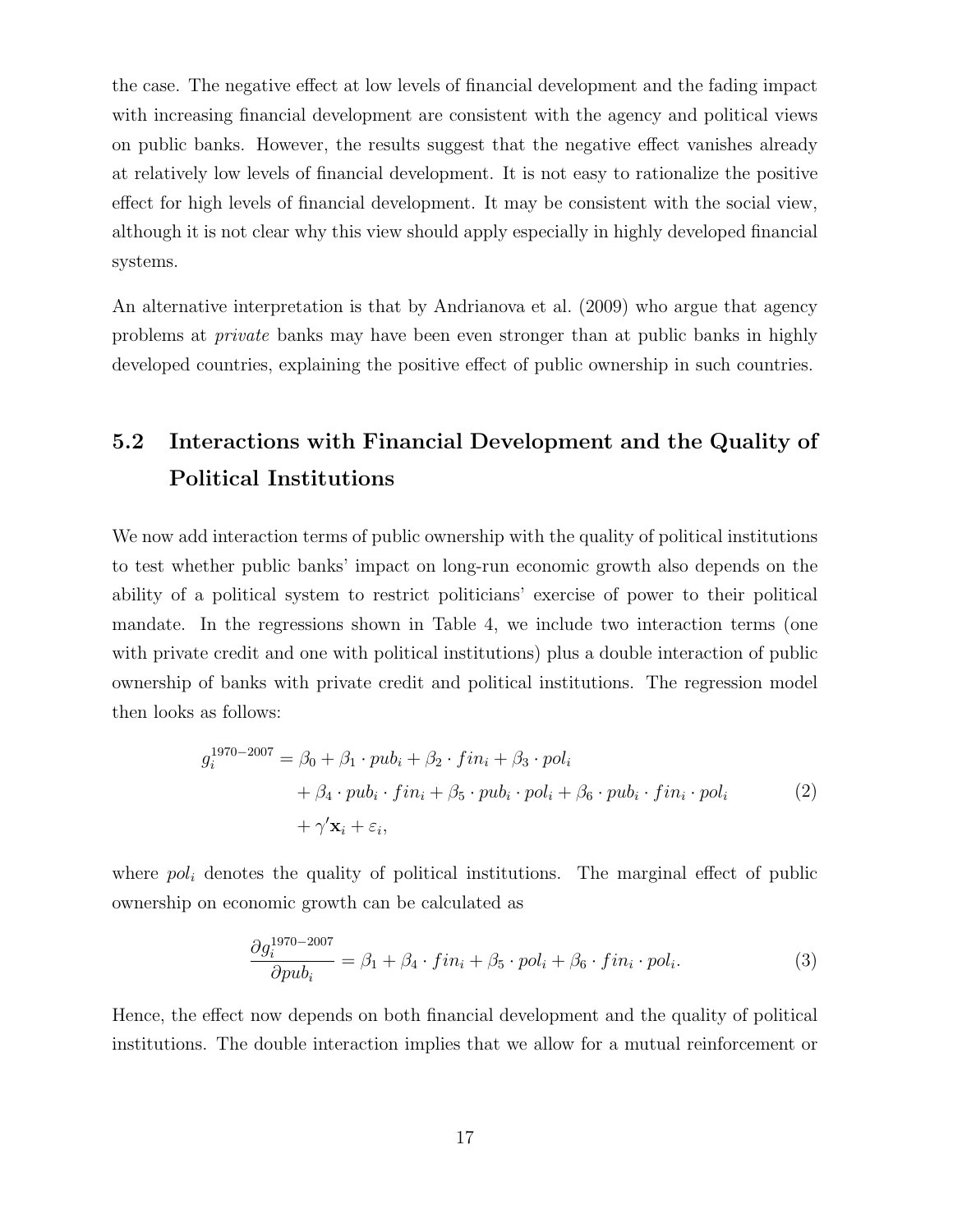the case. The negative effect at low levels of financial development and the fading impact with increasing financial development are consistent with the agency and political views on public banks. However, the results suggest that the negative effect vanishes already at relatively low levels of financial development. It is not easy to rationalize the positive effect for high levels of financial development. It may be consistent with the social view, although it is not clear why this view should apply especially in highly developed financial systems.

An alternative interpretation is that by Andrianova et al. (2009) who argue that agency problems at *private* banks may have been even stronger than at public banks in highly developed countries, explaining the positive effect of public ownership in such countries.

## 5.2 Interactions with Financial Development and the Quality of Political Institutions

We now add interaction terms of public ownership with the quality of political institutions to test whether public banks' impact on long-run economic growth also depends on the ability of a political system to restrict politicians' exercise of power to their political mandate. In the regressions shown in Table 4, we include two interaction terms (one with private credit and one with political institutions) plus a double interaction of public ownership of banks with private credit and political institutions. The regression model then looks as follows:

$$
\begin{aligned}
g_i^{1970-2007} = \; & \beta_0 + \beta_1 \cdot pub_i + \beta_2 \cdot fin_i + \beta_3 \cdot pol_i \\
& + \beta_4 \cdot pub_i \cdot fin_i + \beta_5 \cdot pub_i \cdot pol_i + \beta_6 \cdot pub_i \cdot fin_i \cdot pol_i \\
& + \gamma' \mathbf{x}_i + \varepsilon_i,
\end{aligned}
\tag{2}
$$

where $pol_i$ denotes the quality of political institutions. The marginal effect of public ownership on economic growth can be calculated as

$$
\frac{\partial g_i^{1970-2007}}{\partial pub_i} = \beta_1 + \beta_4 \cdot fin_i + \beta_5 \cdot pol_i + \beta_6 \cdot fin_i \cdot pol_i. \tag{3}
$$

Hence, the effect now depends on both financial development and the quality of political institutions. The double interaction implies that we allow for a mutual reinforcement or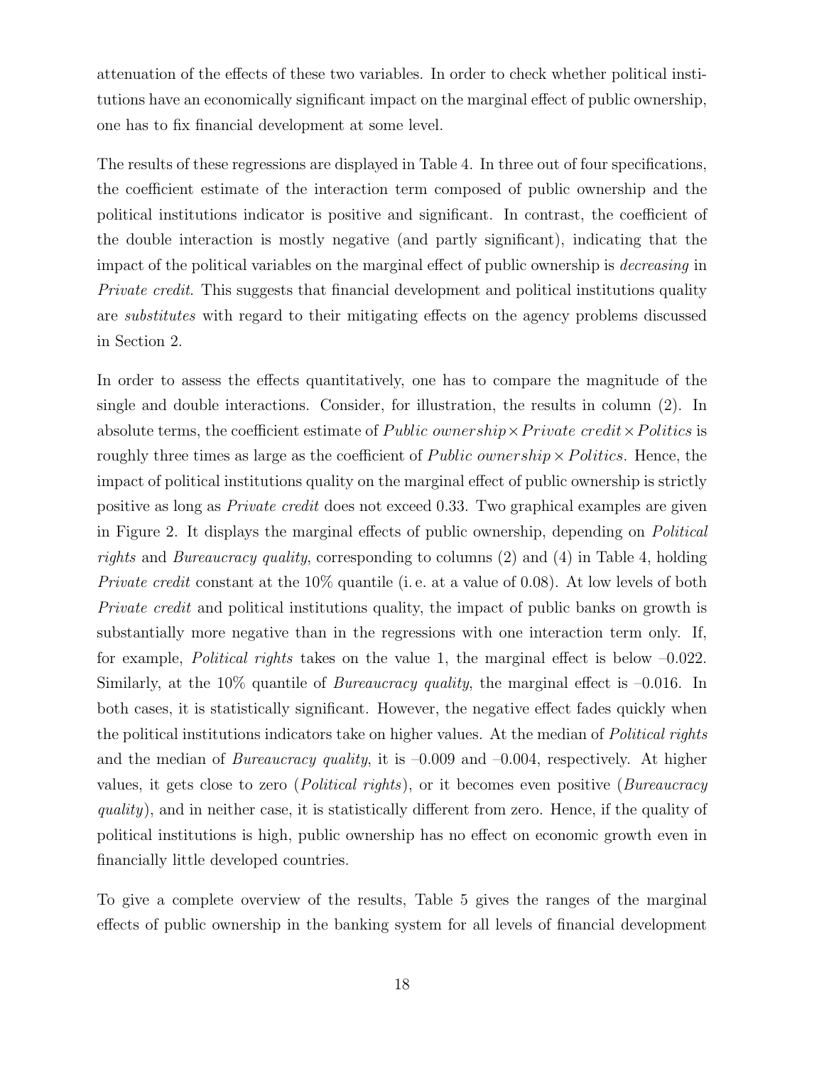attenuation of the effects of these two variables. In order to check whether political institutions have an economically significant impact on the marginal effect of public ownership, one has to fix financial development at some level.

The results of these regressions are displayed in Table 4. In three out of four specifications, the coefficient estimate of the interaction term composed of public ownership and the political institutions indicator is positive and significant. In contrast, the coefficient of the double interaction is mostly negative (and partly significant), indicating that the impact of the political variables on the marginal effect of public ownership is *decreasing* in *Private credit*. This suggests that financial development and political institutions quality are *substitutes* with regard to their mitigating effects on the agency problems discussed in Section 2.

In order to assess the effects quantitatively, one has to compare the magnitude of the single and double interactions. Consider, for illustration, the results in column (2). In absolute terms, the coefficient estimate of $Public\ ownership \times Private\ credit \times Politics$ is roughly three times as large as the coefficient of $Public\ ownership \times Politics$. Hence, the impact of political institutions quality on the marginal effect of public ownership is strictly positive as long as *Private credit* does not exceed 0.33. Two graphical examples are given in Figure 2. It displays the marginal effects of public ownership, depending on *Political rights* and *Bureaucracy quality*, corresponding to columns (2) and (4) in Table 4, holding *Private credit* constant at the 10% quantile (i. e. at a value of 0.08). At low levels of both *Private credit* and political institutions quality, the impact of public banks on growth is substantially more negative than in the regressions with one interaction term only. If, for example, *Political rights* takes on the value 1, the marginal effect is below –0.022. Similarly, at the 10% quantile of *Bureaucracy quality*, the marginal effect is –0.016. In both cases, it is statistically significant. However, the negative effect fades quickly when the political institutions indicators take on higher values. At the median of *Political rights* and the median of *Bureaucracy quality*, it is –0.009 and –0.004, respectively. At higher values, it gets close to zero (*Political rights*), or it becomes even positive (*Bureaucracy quality*), and in neither case, it is statistically different from zero. Hence, if the quality of political institutions is high, public ownership has no effect on economic growth even in financially little developed countries.

To give a complete overview of the results, Table 5 gives the ranges of the marginal effects of public ownership in the banking system for all levels of financial development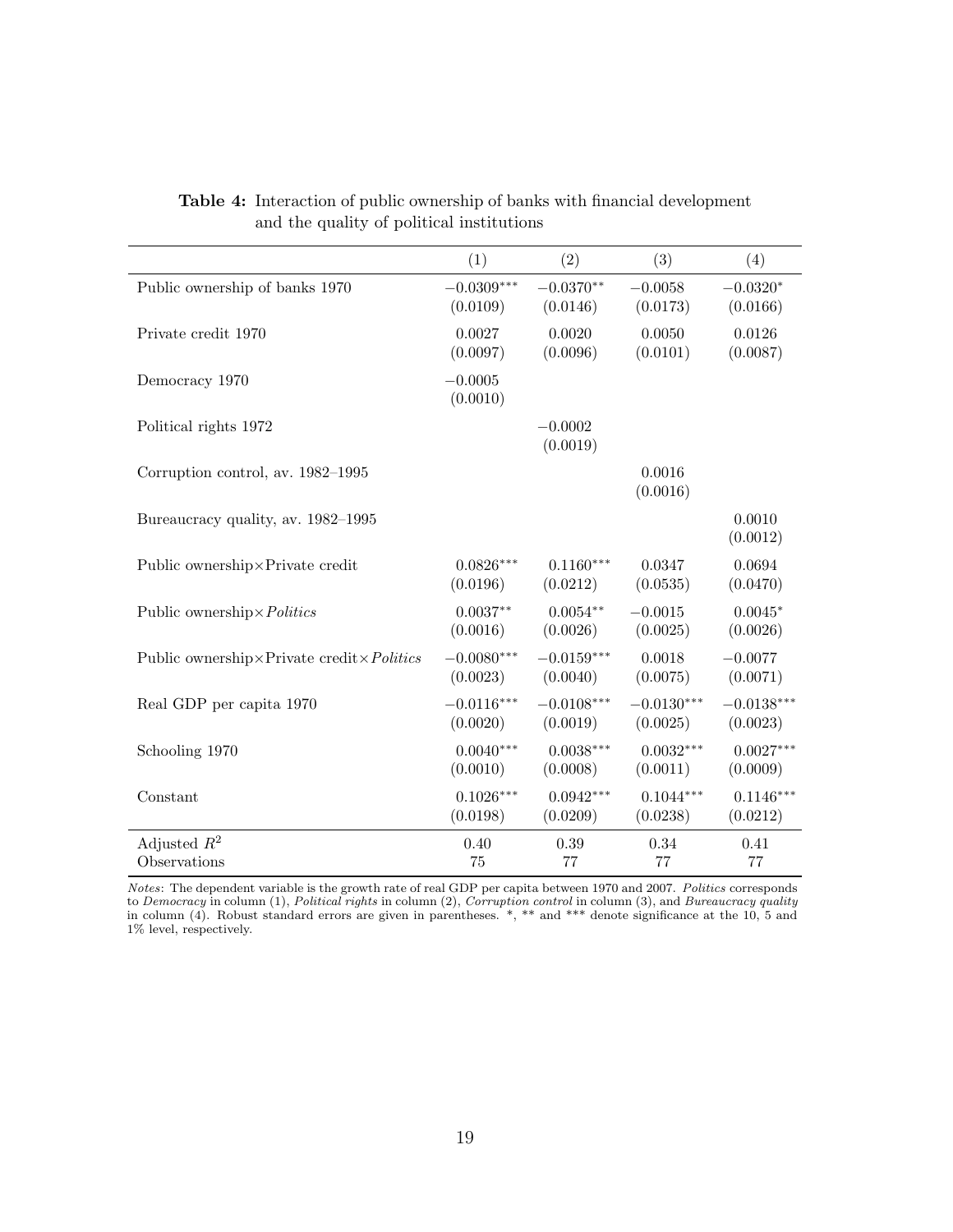**Table 4:** Interaction of public ownership of banks with financial development and the quality of political institutions

| | (1) | (2) | (3) | (4) |
|---|---|---|---|---|
| Public ownership of banks 1970 | $-0.0309^{***}$ | $-0.0370^{**}$ | $-0.0058$ | $-0.0320^{*}$ |
| | (0.0109) | (0.0146) | (0.0173) | (0.0166) |
| Private credit 1970 | 0.0027 | 0.0020 | 0.0050 | 0.0126 |
| | (0.0097) | (0.0096) | (0.0101) | (0.0087) |
| Democracy 1970 | $-0.0005$ | | | |
| | (0.0010) | | | |
| Political rights 1972 | | $-0.0002$ | | |
| | | (0.0019) | | |
| Corruption control, av. 1982–1995 | | | 0.0016 | |
| | | | (0.0016) | |
| Bureaucracy quality, av. 1982–1995 | | | | 0.0010 |
| | | | | (0.0012) |
| Public ownership×Private credit | $0.0826^{***}$ | $0.1160^{***}$ | 0.0347 | 0.0694 |
| | (0.0196) | (0.0212) | (0.0535) | (0.0470) |
| Public ownership×*Politics* | $0.0037^{**}$ | $0.0054^{**}$ | $-0.0015$ | $0.0045^{*}$ |
| | (0.0016) | (0.0026) | (0.0025) | (0.0026) |
| Public ownership×Private credit×*Politics* | $-0.0080^{***}$ | $-0.0159^{***}$ | 0.0018 | $-0.0077$ |
| | (0.0023) | (0.0040) | (0.0075) | (0.0071) |
| Real GDP per capita 1970 | $-0.0116^{***}$ | $-0.0108^{***}$ | $-0.0130^{***}$ | $-0.0138^{***}$ |
| | (0.0020) | (0.0019) | (0.0025) | (0.0023) |
| Schooling 1970 | $0.0040^{***}$ | $0.0038^{***}$ | $0.0032^{***}$ | $0.0027^{***}$ |
| | (0.0010) | (0.0008) | (0.0011) | (0.0009) |
| Constant | $0.1026^{***}$ | $0.0942^{***}$ | $0.1044^{***}$ | $0.1146^{***}$ |
| | (0.0198) | (0.0209) | (0.0238) | (0.0212) |
| Adjusted $R^2$ | 0.40 | 0.39 | 0.34 | 0.41 |
| Observations | 75 | 77 | 77 | 77 |

*Notes*: The dependent variable is the growth rate of real GDP per capita between 1970 and 2007. *Politics* corresponds to *Democracy* in column (1), *Political rights* in column (2), *Corruption control* in column (3), and *Bureaucracy quality* in column (4). Robust standard errors are given in parentheses. *, ** and *** denote significance at the 10, 5 and 1% level, respectively.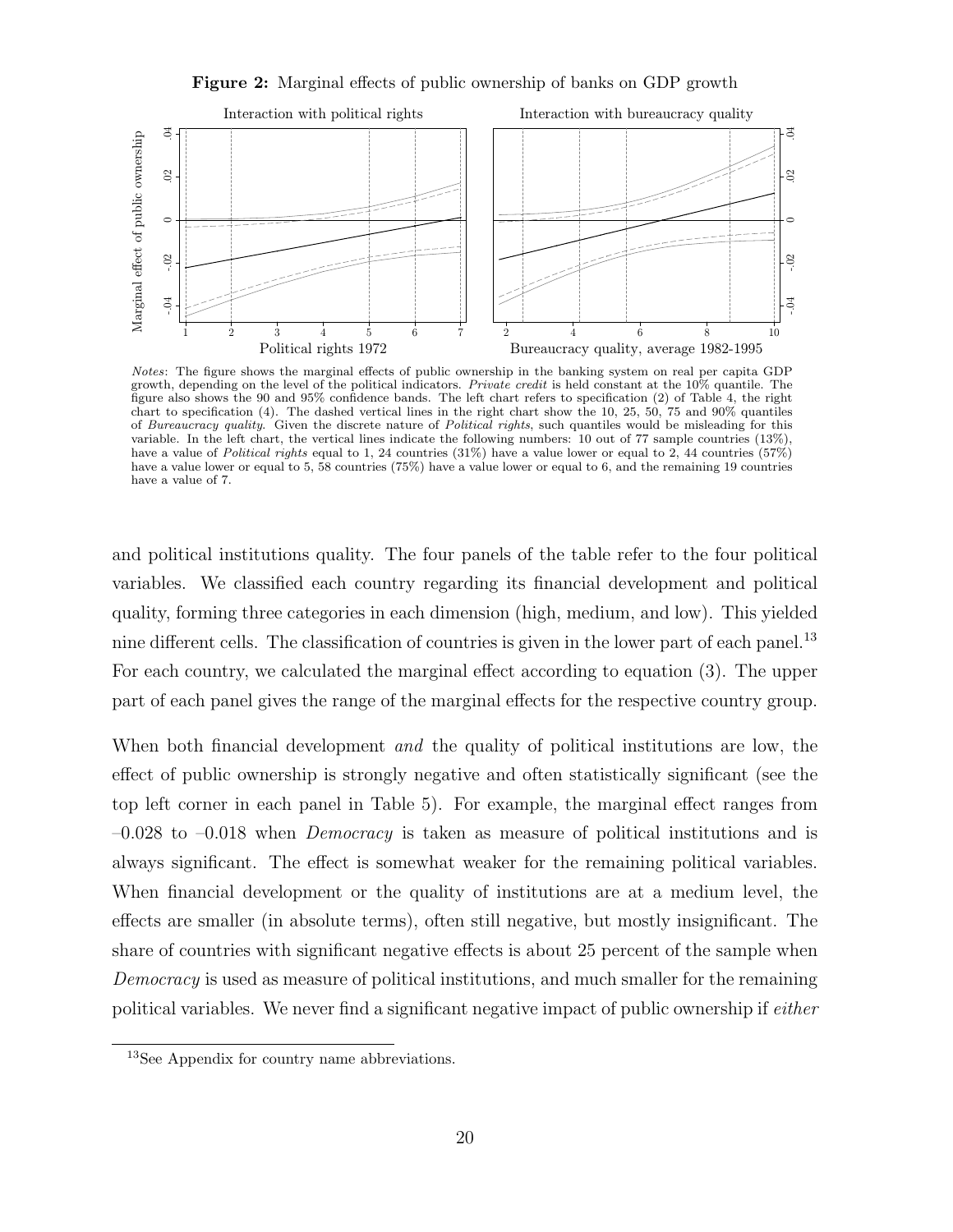**Figure 2:** Marginal effects of public ownership of banks on GDP growth

*Notes*: The figure shows the marginal effects of public ownership in the banking system on real per capita GDP growth, depending on the level of the political indicators. *Private credit* is held constant at the 10% quantile. The figure also shows the 90 and 95% confidence bands. The left chart refers to specification (2) of Table 4, the right chart to specification (4). The dashed vertical lines in the right chart show the 10, 25, 50, 75 and 90% quantiles of *Bureaucracy quality*. Given the discrete nature of *Political rights*, such quantiles would be misleading for this variable. In the left chart, the vertical lines indicate the following numbers: 10 out of 77 sample countries (13%), have a value of *Political rights* equal to 1, 24 countries (31%) have a value lower or equal to 2, 44 countries (57%) have a value lower or equal to 5, 58 countries (75%) have a value lower or equal to 6, and the remaining 19 countries have a value of 7.

and political institutions quality. The four panels of the table refer to the four political variables. We classified each country regarding its financial development and political quality, forming three categories in each dimension (high, medium, and low). This yielded nine different cells. The classification of countries is given in the lower part of each panel.[13] For each country, we calculated the marginal effect according to equation (3). The upper part of each panel gives the range of the marginal effects for the respective country group.

When both financial development *and* the quality of political institutions are low, the effect of public ownership is strongly negative and often statistically significant (see the top left corner in each panel in Table 5). For example, the marginal effect ranges from –0.028 to –0.018 when *Democracy* is taken as measure of political institutions and is always significant. The effect is somewhat weaker for the remaining political variables. When financial development or the quality of institutions are at a medium level, the effects are smaller (in absolute terms), often still negative, but mostly insignificant. The share of countries with significant negative effects is about 25 percent of the sample when *Democracy* is used as measure of political institutions, and much smaller for the remaining political variables. We never find a significant negative impact of public ownership if *either*

[13]See Appendix for country name abbreviations.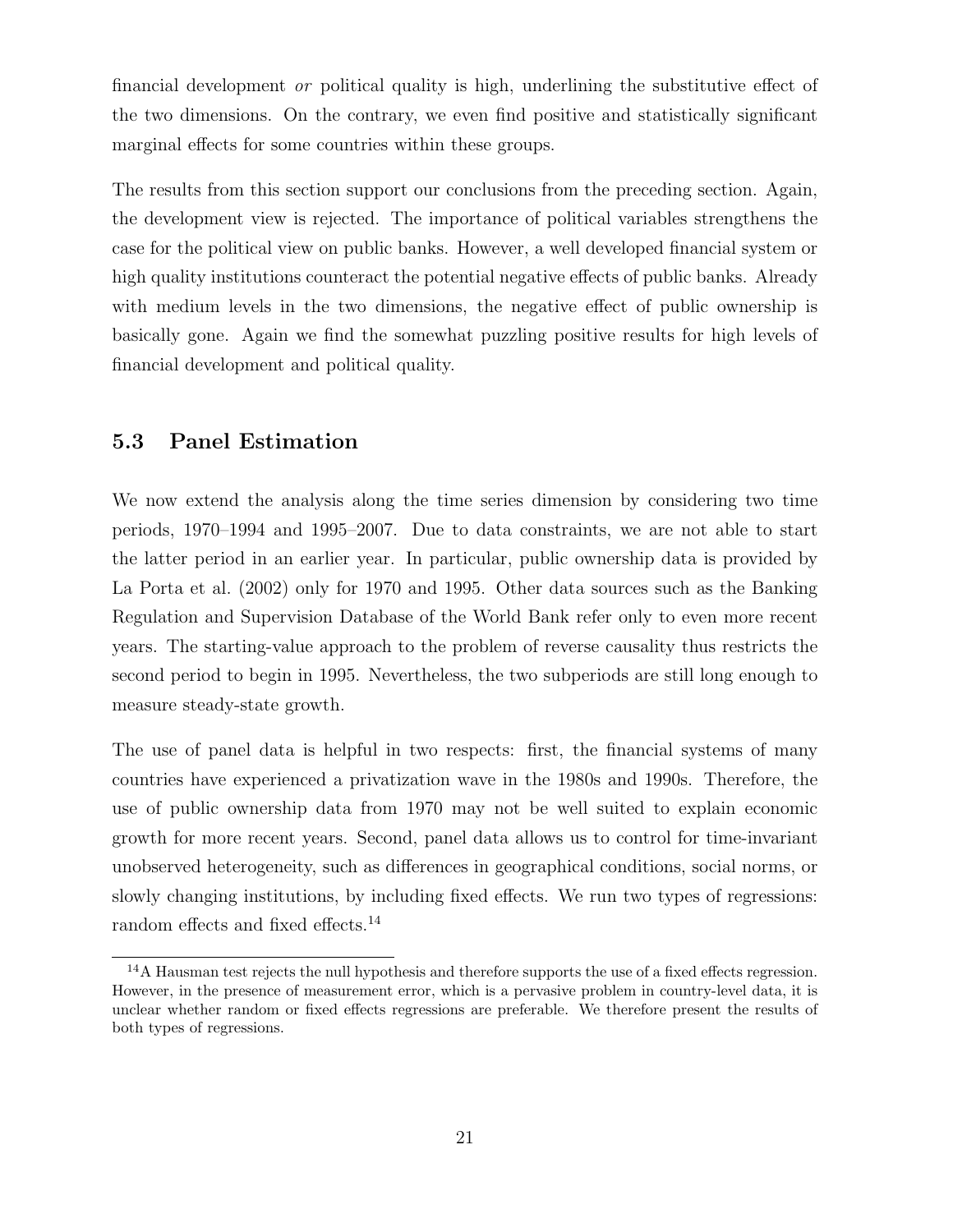financial development *or* political quality is high, underlining the substitutive effect of the two dimensions. On the contrary, we even find positive and statistically significant marginal effects for some countries within these groups.

The results from this section support our conclusions from the preceding section. Again, the development view is rejected. The importance of political variables strengthens the case for the political view on public banks. However, a well developed financial system or high quality institutions counteract the potential negative effects of public banks. Already with medium levels in the two dimensions, the negative effect of public ownership is basically gone. Again we find the somewhat puzzling positive results for high levels of financial development and political quality.

### 5.3 Panel Estimation

We now extend the analysis along the time series dimension by considering two time periods, 1970–1994 and 1995–2007. Due to data constraints, we are not able to start the latter period in an earlier year. In particular, public ownership data is provided by La Porta et al. (2002) only for 1970 and 1995. Other data sources such as the Banking Regulation and Supervision Database of the World Bank refer only to even more recent years. The starting-value approach to the problem of reverse causality thus restricts the second period to begin in 1995. Nevertheless, the two subperiods are still long enough to measure steady-state growth.

The use of panel data is helpful in two respects: first, the financial systems of many countries have experienced a privatization wave in the 1980s and 1990s. Therefore, the use of public ownership data from 1970 may not be well suited to explain economic growth for more recent years. Second, panel data allows us to control for time-invariant unobserved heterogeneity, such as differences in geographical conditions, social norms, or slowly changing institutions, by including fixed effects. We run two types of regressions: random effects and fixed effects.[14]

[14] A Hausman test rejects the null hypothesis and therefore supports the use of a fixed effects regression. However, in the presence of measurement error, which is a pervasive problem in country-level data, it is unclear whether random or fixed effects regressions are preferable. We therefore present the results of both types of regressions.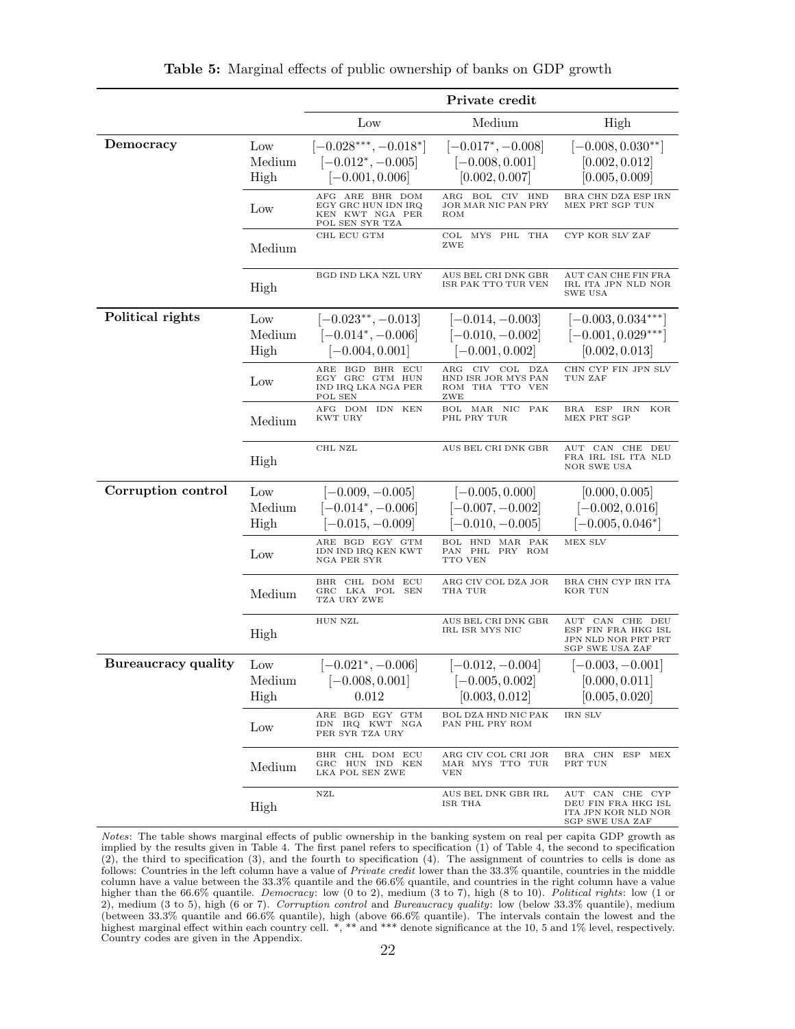**Table 5:** Marginal effects of public ownership of banks on GDP growth

| | | Private credit | | |
|---|---|---|---|---|
| | | Low | Medium | High |
| **Democracy** | Low | $[-0.028^{***}, -0.018^{*}]$ | $[-0.017^{*}, -0.008]$ | $[-0.008, 0.030^{**}]$ |
| | Medium | $[-0.012^{*}, -0.005]$ | $[-0.008, 0.001]$ | $[0.002, 0.012]$ |
| | High | $[-0.001, 0.006]$ | $[0.002, 0.007]$ | $[0.005, 0.009]$ |
| | Low | AFG ARE BHR DOM EGY GRC HUN IDN IRQ KEN KWT NGA PER POL SEN SYR TZA | ARG BOL CIV HND JOR MAR NIC PAN PRY ROM | BRA CHN DZA ESP IRN MEX PRT SGP TUN |
| | Medium | CHL ECU GTM | COL MYS PHL THA ZWE | CYP KOR SLV ZAF |
| | High | BGD IND LKA NZL URY | AUS BEL CRI DNK GBR ISR PAK TTO TUR VEN | AUT CAN CHE FIN FRA IRL ITA JPN NLD NOR SWE USA |
| **Political rights** | Low | $[-0.023^{**}, -0.013]$ | $[-0.014, -0.003]$ | $[-0.003, 0.034^{***}]$ |
| | Medium | $[-0.014^{*}, -0.006]$ | $[-0.010, -0.002]$ | $[-0.001, 0.029^{***}]$ |
| | High | $[-0.004, 0.001]$ | $[-0.001, 0.002]$ | $[0.002, 0.013]$ |
| | Low | ARE BGD BHR ECU EGY GRC GTM HUN IND IRQ LKA NGA PER POL SEN | ARG CIV COL DZA HND ISR JOR MYS PAN ROM THA TTO VEN ZWE | CHN CYP FIN JPN SLV TUN ZAF |
| | Medium | AFG DOM IDN KEN KWT URY | BOL MAR NIC PAK PHL PRY TUR | BRA ESP IRN KOR MEX PRT SGP |
| | High | CHL NZL | AUS BEL CRI DNK GBR | AUT CAN CHE DEU FRA IRL ISL ITA NLD NOR SWE USA |
| **Corruption control** | Low | $[-0.009, -0.005]$ | $[-0.005, 0.000]$ | $[0.000, 0.005]$ |
| | Medium | $[-0.014^{*}, -0.006]$ | $[-0.007, -0.002]$ | $[-0.002, 0.016]$ |
| | High | $[-0.015, -0.009]$ | $[-0.010, -0.005]$ | $[-0.005, 0.046^{*}]$ |
| | Low | ARE BGD EGY GTM IDN IND IRQ KEN KWT NGA PER SYR | BOL HND MAR PAK PAN PHL PRY ROM TTO VEN | MEX SLV |
| | Medium | BHR CHL DOM ECU GRC LKA POL SEN TZA URY ZWE | ARG CIV COL DZA JOR THA TUR | BRA CHN CYP IRN ITA KOR TUN |
| | High | HUN NZL | AUS BEL CRI DNK GBR IRL ISR MYS NIC | AUT CAN CHE DEU ESP FIN FRA HKG ISL JPN NLD NOR PRT PRT SGP SWE USA ZAF |
| **Bureaucracy quality** | Low | $[-0.021^{*}, -0.006]$ | $[-0.012, -0.004]$ | $[-0.003, -0.001]$ |
| | Medium | $[-0.008, 0.001]$ | $[-0.005, 0.002]$ | $[0.000, 0.011]$ |
| | High | $0.012$ | $[0.003, 0.012]$ | $[0.005, 0.020]$ |
| | Low | ARE BGD EGY GTM IDN IRQ KWT NGA PER SYR TZA URY | BOL DZA HND NIC PAK PAN PHL PRY ROM | IRN SLV |
| | Medium | BHR CHL DOM ECU GRC HUN IND KEN LKA POL SEN ZWE | ARG CIV COL CRI JOR MAR MYS TTO TUR VEN | BRA CHN ESP MEX PRT TUN |
| | High | NZL | AUS BEL DNK GBR IRL ISR THA | AUT CAN CHE CYP DEU FIN FRA HKG ISL ITA JPN KOR NLD NOR SGP SWE USA ZAF |

*Notes*: The table shows marginal effects of public ownership in the banking system on real per capita GDP growth as implied by the results given in Table 4. The first panel refers to specification (1) of Table 4, the second to specification (2), the third to specification (3), and the fourth to specification (4). The assignment of countries to cells is done as follows: Countries in the left column have a value of *Private credit* lower than the 33.3% quantile, countries in the middle column have a value between the 33.3% quantile and the 66.6% quantile, and countries in the right column have a value higher than the 66.6% quantile. *Democracy*: low (0 to 2), medium (3 to 7), high (8 to 10). *Political rights*: low (1 or 2), medium (3 to 5), high (6 or 7). *Corruption control* and *Bureaucracy quality*: low (below 33.3% quantile), medium (between 33.3% quantile and 66.6% quantile), high (above 66.6% quantile). The intervals contain the lowest and the highest marginal effect within each country cell. *, ** and *** denote significance at the 10, 5 and 1% level, respectively. Country codes are given in the Appendix.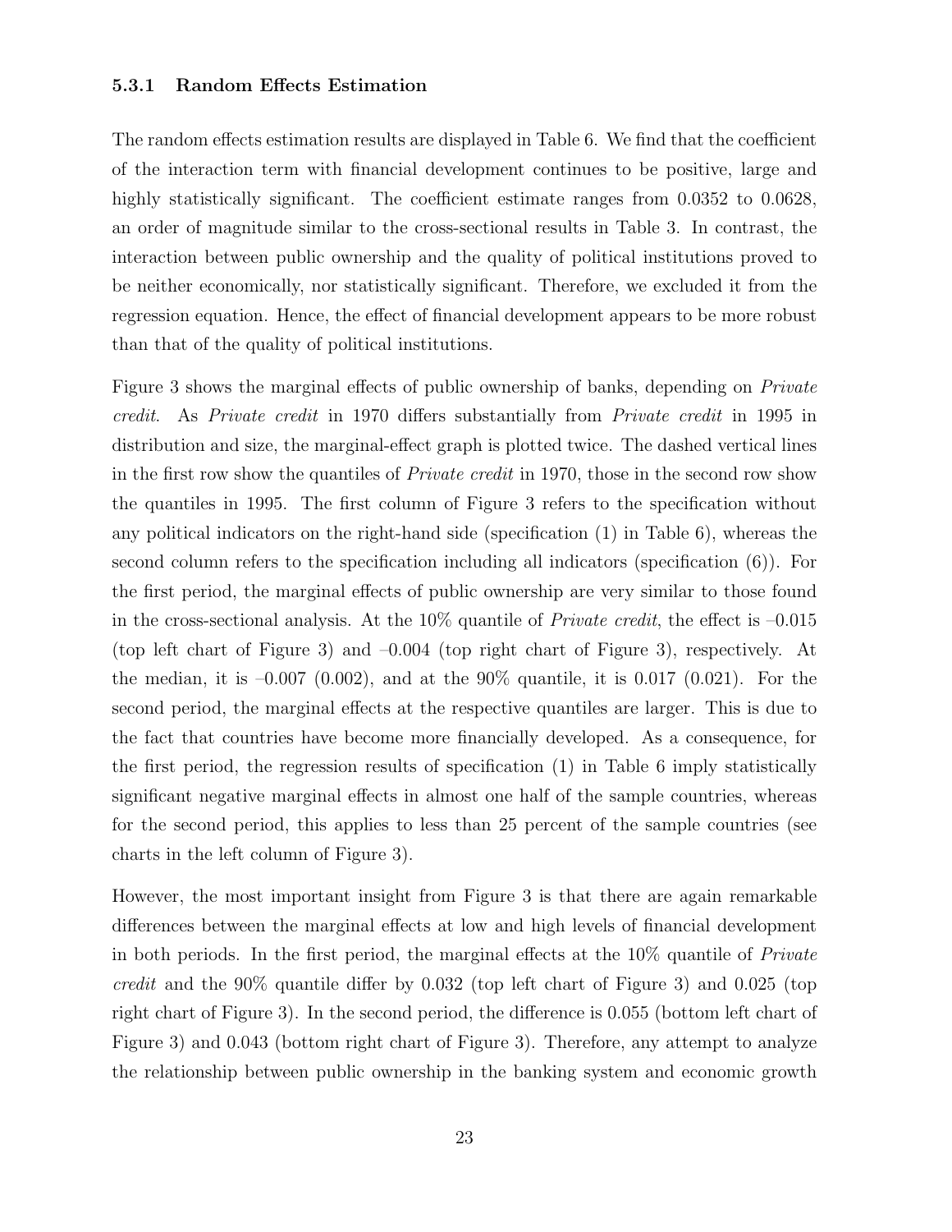#### 5.3.1 Random Effects Estimation

The random effects estimation results are displayed in Table 6. We find that the coefficient of the interaction term with financial development continues to be positive, large and highly statistically significant. The coefficient estimate ranges from 0.0352 to 0.0628, an order of magnitude similar to the cross-sectional results in Table 3. In contrast, the interaction between public ownership and the quality of political institutions proved to be neither economically, nor statistically significant. Therefore, we excluded it from the regression equation. Hence, the effect of financial development appears to be more robust than that of the quality of political institutions.

Figure 3 shows the marginal effects of public ownership of banks, depending on *Private credit*. As *Private credit* in 1970 differs substantially from *Private credit* in 1995 in distribution and size, the marginal-effect graph is plotted twice. The dashed vertical lines in the first row show the quantiles of *Private credit* in 1970, those in the second row show the quantiles in 1995. The first column of Figure 3 refers to the specification without any political indicators on the right-hand side (specification (1) in Table 6), whereas the second column refers to the specification including all indicators (specification (6)). For the first period, the marginal effects of public ownership are very similar to those found in the cross-sectional analysis. At the 10% quantile of *Private credit*, the effect is –0.015 (top left chart of Figure 3) and –0.004 (top right chart of Figure 3), respectively. At the median, it is –0.007 (0.002), and at the 90% quantile, it is 0.017 (0.021). For the second period, the marginal effects at the respective quantiles are larger. This is due to the fact that countries have become more financially developed. As a consequence, for the first period, the regression results of specification (1) in Table 6 imply statistically significant negative marginal effects in almost one half of the sample countries, whereas for the second period, this applies to less than 25 percent of the sample countries (see charts in the left column of Figure 3).

However, the most important insight from Figure 3 is that there are again remarkable differences between the marginal effects at low and high levels of financial development in both periods. In the first period, the marginal effects at the 10% quantile of *Private credit* and the 90% quantile differ by 0.032 (top left chart of Figure 3) and 0.025 (top right chart of Figure 3). In the second period, the difference is 0.055 (bottom left chart of Figure 3) and 0.043 (bottom right chart of Figure 3). Therefore, any attempt to analyze the relationship between public ownership in the banking system and economic growth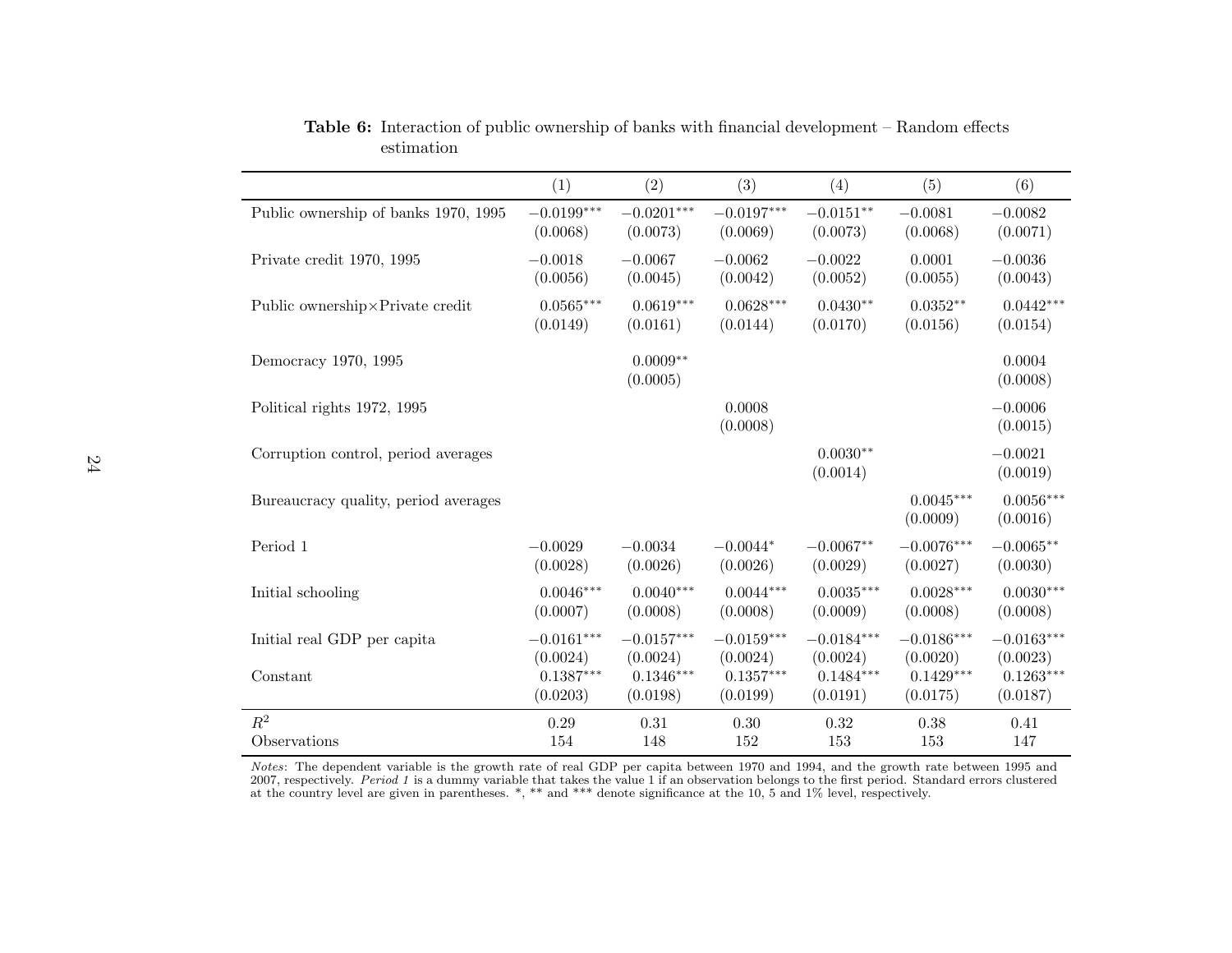**Table 6:** Interaction of public ownership of banks with financial development – Random effects estimation

| | (1) | (2) | (3) | (4) | (5) | (6) |
|---|---|---|---|---|---|---|
| Public ownership of banks 1970, 1995 | $-0.0199^{***}$ | $-0.0201^{***}$ | $-0.0197^{***}$ | $-0.0151^{**}$ | $-0.0081$ | $-0.0082$ |
| | (0.0068) | (0.0073) | (0.0069) | (0.0073) | (0.0068) | (0.0071) |
| Private credit 1970, 1995 | $-0.0018$ | $-0.0067$ | $-0.0062$ | $-0.0022$ | 0.0001 | $-0.0036$ |
| | (0.0056) | (0.0045) | (0.0042) | (0.0052) | (0.0055) | (0.0043) |
| Public ownership×Private credit | $0.0565^{***}$ | $0.0619^{***}$ | $0.0628^{***}$ | $0.0430^{**}$ | $0.0352^{**}$ | $0.0442^{***}$ |
| | (0.0149) | (0.0161) | (0.0144) | (0.0170) | (0.0156) | (0.0154) |
| Democracy 1970, 1995 | | $0.0009^{**}$ | | | | 0.0004 |
| | | (0.0005) | | | | (0.0008) |
| Political rights 1972, 1995 | | | 0.0008 | | | $-0.0006$ |
| | | | (0.0008) | | | (0.0015) |
| Corruption control, period averages | | | | $0.0030^{**}$ | | $-0.0021$ |
| | | | | (0.0014) | | (0.0019) |
| Bureaucracy quality, period averages | | | | | $0.0045^{***}$ | $0.0056^{***}$ |
| | | | | | (0.0009) | (0.0016) |
| Period 1 | $-0.0029$ | $-0.0034$ | $-0.0044^{*}$ | $-0.0067^{**}$ | $-0.0076^{***}$ | $-0.0065^{**}$ |
| | (0.0028) | (0.0026) | (0.0026) | (0.0029) | (0.0027) | (0.0030) |
| Initial schooling | $0.0046^{***}$ | $0.0040^{***}$ | $0.0044^{***}$ | $0.0035^{***}$ | $0.0028^{***}$ | $0.0030^{***}$ |
| | (0.0007) | (0.0008) | (0.0008) | (0.0009) | (0.0008) | (0.0008) |
| Initial real GDP per capita | $-0.0161^{***}$ | $-0.0157^{***}$ | $-0.0159^{***}$ | $-0.0184^{***}$ | $-0.0186^{***}$ | $-0.0163^{***}$ |
| | (0.0024) | (0.0024) | (0.0024) | (0.0024) | (0.0020) | (0.0023) |
| Constant | $0.1387^{***}$ | $0.1346^{***}$ | $0.1357^{***}$ | $0.1484^{***}$ | $0.1429^{***}$ | $0.1263^{***}$ |
| | (0.0203) | (0.0198) | (0.0199) | (0.0191) | (0.0175) | (0.0187) |
| $R^2$ | 0.29 | 0.31 | 0.30 | 0.32 | 0.38 | 0.41 |
| Observations | 154 | 148 | 152 | 153 | 153 | 147 |

*Notes*: The dependent variable is the growth rate of real GDP per capita between 1970 and 1994, and the growth rate between 1995 and 2007, respectively. *Period 1* is a dummy variable that takes the value 1 if an observation belongs to the first period. Standard errors clustered at the country level are given in parentheses. *, ** and *** denote significance at the 10, 5 and 1% level, respectively.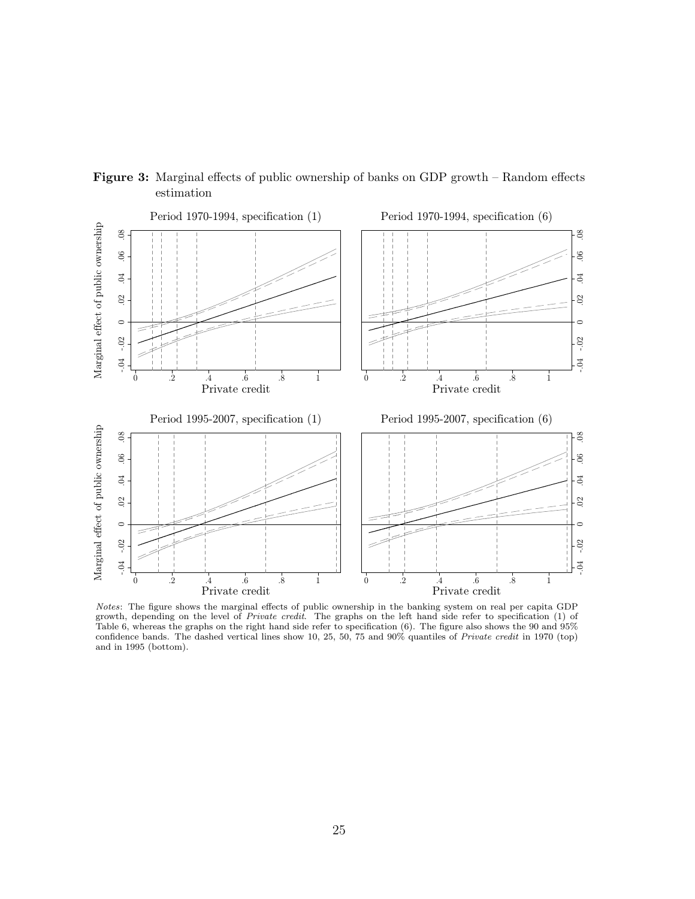**Figure 3:** Marginal effects of public ownership of banks on GDP growth – Random effects estimation

*Notes*: The figure shows the marginal effects of public ownership in the banking system on real per capita GDP growth, depending on the level of *Private credit*. The graphs on the left hand side refer to specification (1) of Table 6, whereas the graphs on the right hand side refer to specification (6). The figure also shows the 90 and 95% confidence bands. The dashed vertical lines show 10, 25, 50, 75 and 90% quantiles of *Private credit* in 1970 (top) and in 1995 (bottom).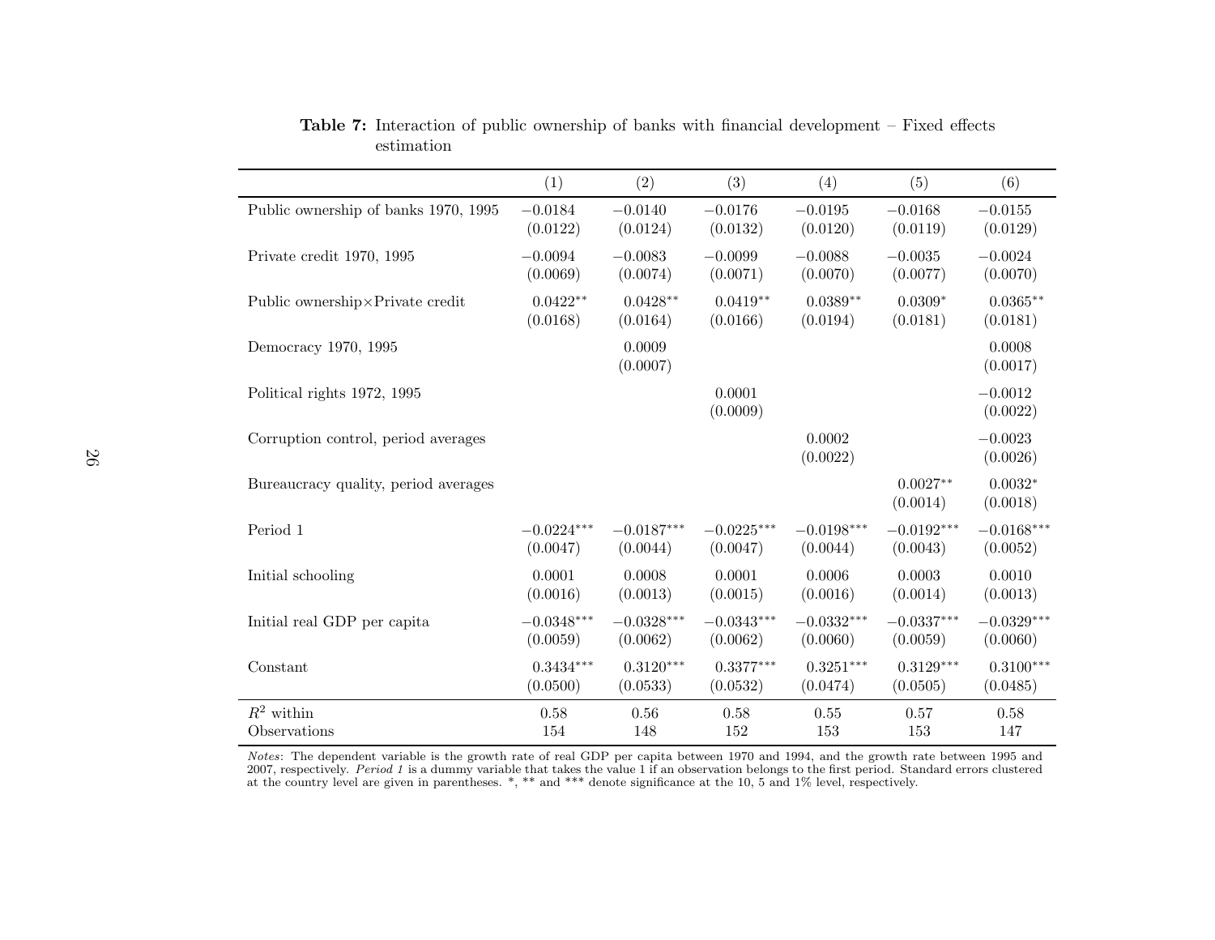**Table 7:** Interaction of public ownership of banks with financial development – Fixed effects estimation

| | (1) | (2) | (3) | (4) | (5) | (6) |
|---|---|---|---|---|---|---|
| Public ownership of banks 1970, 1995 | −0.0184 | −0.0140 | −0.0176 | −0.0195 | −0.0168 | −0.0155 |
| | (0.0122) | (0.0124) | (0.0132) | (0.0120) | (0.0119) | (0.0129) |
| Private credit 1970, 1995 | −0.0094 | −0.0083 | −0.0099 | −0.0088 | −0.0035 | −0.0024 |
| | (0.0069) | (0.0074) | (0.0071) | (0.0070) | (0.0077) | (0.0070) |
| Public ownership×Private credit | 0.0422** | 0.0428** | 0.0419** | 0.0389** | 0.0309* | 0.0365** |
| | (0.0168) | (0.0164) | (0.0166) | (0.0194) | (0.0181) | (0.0181) |
| Democracy 1970, 1995 | | 0.0009 | | | | 0.0008 |
| | | (0.0007) | | | | (0.0017) |
| Political rights 1972, 1995 | | | 0.0001 | | | −0.0012 |
| | | | (0.0009) | | | (0.0022) |
| Corruption control, period averages | | | | 0.0002 | | −0.0023 |
| | | | | (0.0022) | | (0.0026) |
| Bureaucracy quality, period averages | | | | | 0.0027** | 0.0032* |
| | | | | | (0.0014) | (0.0018) |
| Period 1 | −0.0224*** | −0.0187*** | −0.0225*** | −0.0198*** | −0.0192*** | −0.0168*** |
| | (0.0047) | (0.0044) | (0.0047) | (0.0044) | (0.0043) | (0.0052) |
| Initial schooling | 0.0001 | 0.0008 | 0.0001 | 0.0006 | 0.0003 | 0.0010 |
| | (0.0016) | (0.0013) | (0.0015) | (0.0016) | (0.0014) | (0.0013) |
| Initial real GDP per capita | −0.0348*** | −0.0328*** | −0.0343*** | −0.0332*** | −0.0337*** | −0.0329*** |
| | (0.0059) | (0.0062) | (0.0062) | (0.0060) | (0.0059) | (0.0060) |
| Constant | 0.3434*** | 0.3120*** | 0.3377*** | 0.3251*** | 0.3129*** | 0.3100*** |
| | (0.0500) | (0.0533) | (0.0532) | (0.0474) | (0.0505) | (0.0485) |
| $R^2$ within | 0.58 | 0.56 | 0.58 | 0.55 | 0.57 | 0.58 |
| Observations | 154 | 148 | 152 | 153 | 153 | 147 |

*Notes*: The dependent variable is the growth rate of real GDP per capita between 1970 and 1994, and the growth rate between 1995 and 2007, respectively. *Period 1* is a dummy variable that takes the value 1 if an observation belongs to the first period. Standard errors clustered at the country level are given in parentheses. *, ** and *** denote significance at the 10, 5 and 1% level, respectively.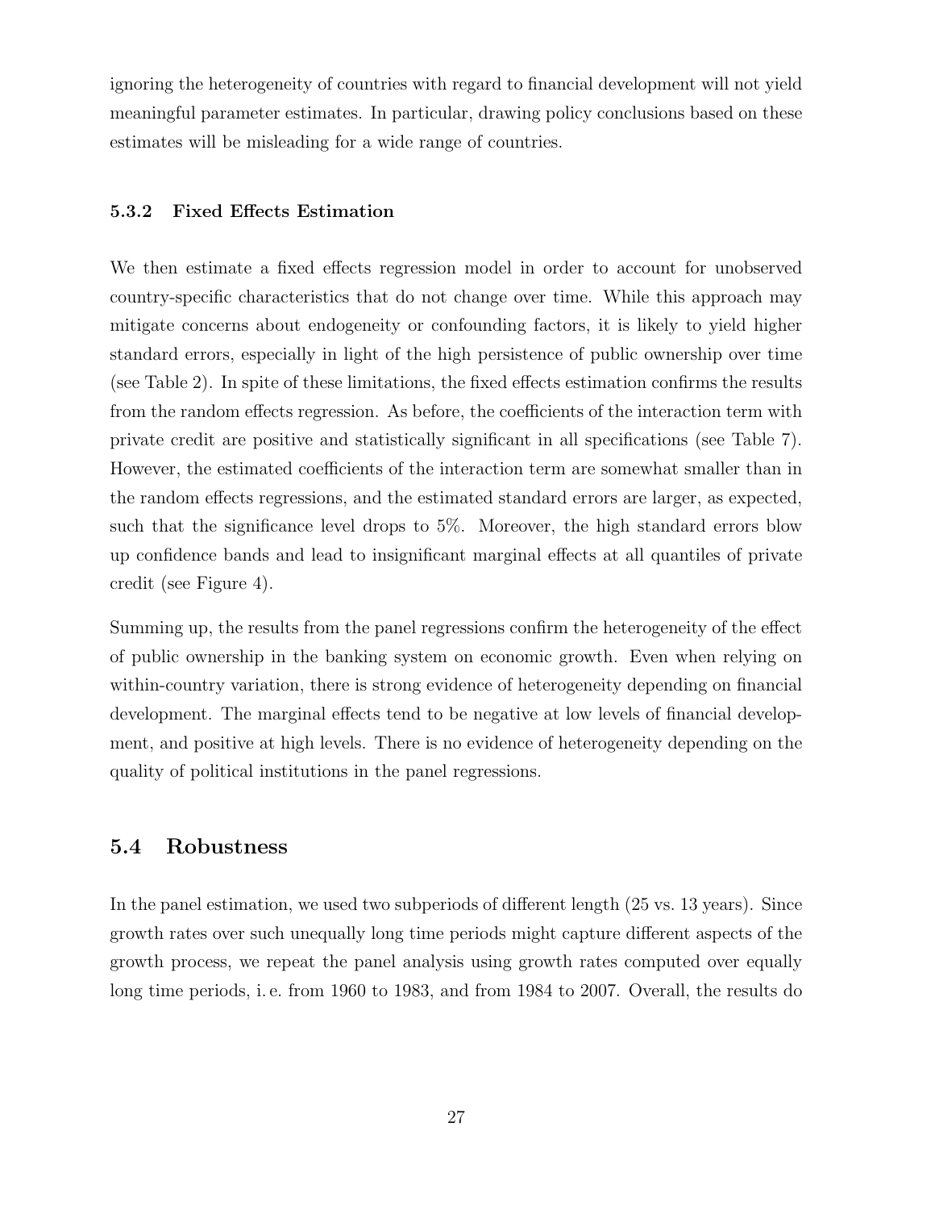ignoring the heterogeneity of countries with regard to financial development will not yield meaningful parameter estimates. In particular, drawing policy conclusions based on these estimates will be misleading for a wide range of countries.

### 5.3.2 Fixed Effects Estimation

We then estimate a fixed effects regression model in order to account for unobserved country-specific characteristics that do not change over time. While this approach may mitigate concerns about endogeneity or confounding factors, it is likely to yield higher standard errors, especially in light of the high persistence of public ownership over time (see Table 2). In spite of these limitations, the fixed effects estimation confirms the results from the random effects regression. As before, the coefficients of the interaction term with private credit are positive and statistically significant in all specifications (see Table 7). However, the estimated coefficients of the interaction term are somewhat smaller than in the random effects regressions, and the estimated standard errors are larger, as expected, such that the significance level drops to 5%. Moreover, the high standard errors blow up confidence bands and lead to insignificant marginal effects at all quantiles of private credit (see Figure 4).

Summing up, the results from the panel regressions confirm the heterogeneity of the effect of public ownership in the banking system on economic growth. Even when relying on within-country variation, there is strong evidence of heterogeneity depending on financial development. The marginal effects tend to be negative at low levels of financial development, and positive at high levels. There is no evidence of heterogeneity depending on the quality of political institutions in the panel regressions.

## 5.4 Robustness

In the panel estimation, we used two subperiods of different length (25 vs. 13 years). Since growth rates over such unequally long time periods might capture different aspects of the growth process, we repeat the panel analysis using growth rates computed over equally long time periods, i. e. from 1960 to 1983, and from 1984 to 2007. Overall, the results do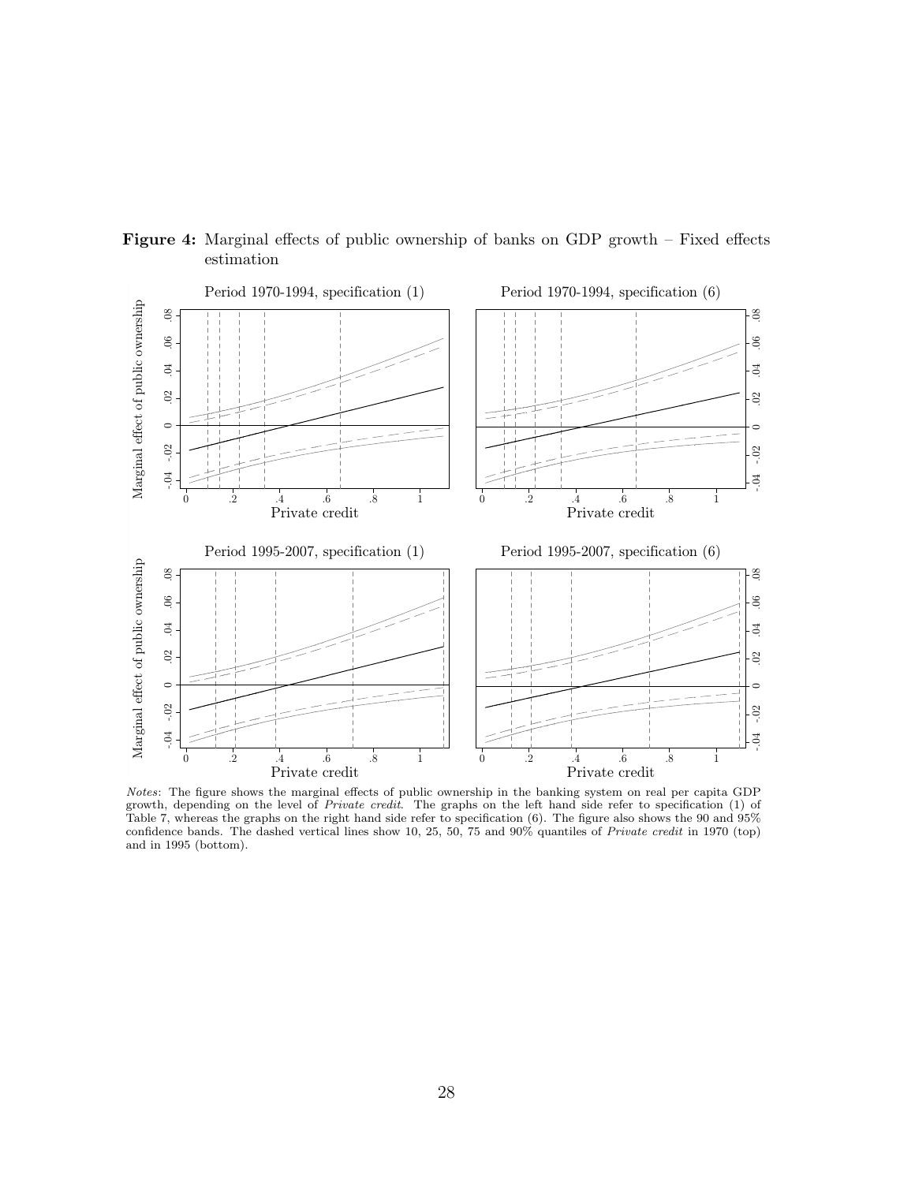**Figure 4:** Marginal effects of public ownership of banks on GDP growth – Fixed effects estimation

*Notes*: The figure shows the marginal effects of public ownership in the banking system on real per capita GDP growth, depending on the level of *Private credit*. The graphs on the left hand side refer to specification (1) of Table 7, whereas the graphs on the right hand side refer to specification (6). The figure also shows the 90 and 95% confidence bands. The dashed vertical lines show 10, 25, 50, 75 and 90% quantiles of *Private credit* in 1970 (top) and in 1995 (bottom).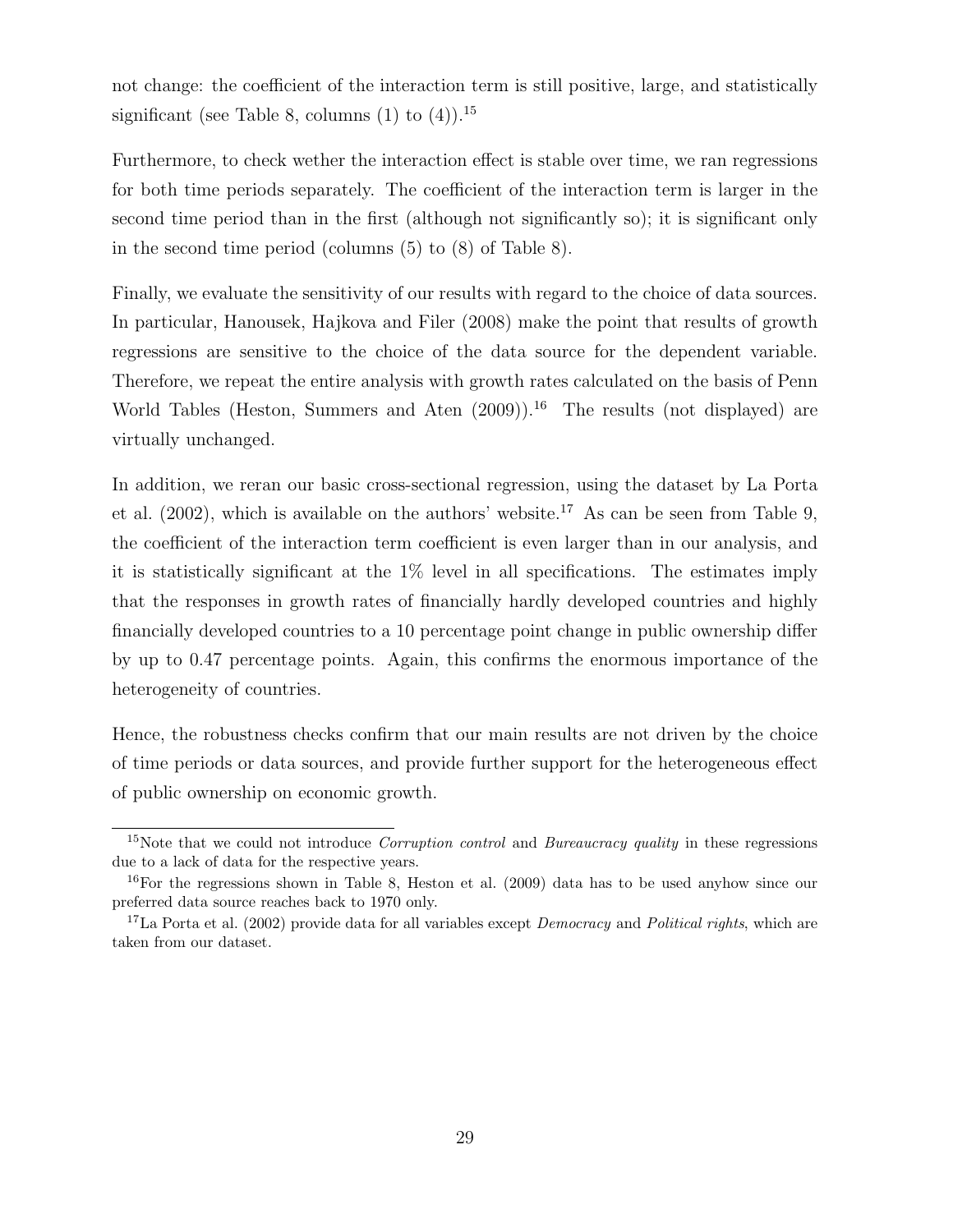not change: the coefficient of the interaction term is still positive, large, and statistically significant (see Table 8, columns (1) to (4)).[15]

Furthermore, to check wether the interaction effect is stable over time, we ran regressions for both time periods separately. The coefficient of the interaction term is larger in the second time period than in the first (although not significantly so); it is significant only in the second time period (columns (5) to (8) of Table 8).

Finally, we evaluate the sensitivity of our results with regard to the choice of data sources. In particular, Hanousek, Hajkova and Filer (2008) make the point that results of growth regressions are sensitive to the choice of the data source for the dependent variable. Therefore, we repeat the entire analysis with growth rates calculated on the basis of Penn World Tables (Heston, Summers and Aten (2009)).[16] The results (not displayed) are virtually unchanged.

In addition, we reran our basic cross-sectional regression, using the dataset by La Porta et al. (2002), which is available on the authors' website.[17] As can be seen from Table 9, the coefficient of the interaction term coefficient is even larger than in our analysis, and it is statistically significant at the 1% level in all specifications. The estimates imply that the responses in growth rates of financially hardly developed countries and highly financially developed countries to a 10 percentage point change in public ownership differ by up to 0.47 percentage points. Again, this confirms the enormous importance of the heterogeneity of countries.

Hence, the robustness checks confirm that our main results are not driven by the choice of time periods or data sources, and provide further support for the heterogeneous effect of public ownership on economic growth.

---

[15] Note that we could not introduce *Corruption control* and *Bureaucracy quality* in these regressions due to a lack of data for the respective years.

[16] For the regressions shown in Table 8, Heston et al. (2009) data has to be used anyhow since our preferred data source reaches back to 1970 only.

[17] La Porta et al. (2002) provide data for all variables except *Democracy* and *Political rights*, which are taken from our dataset.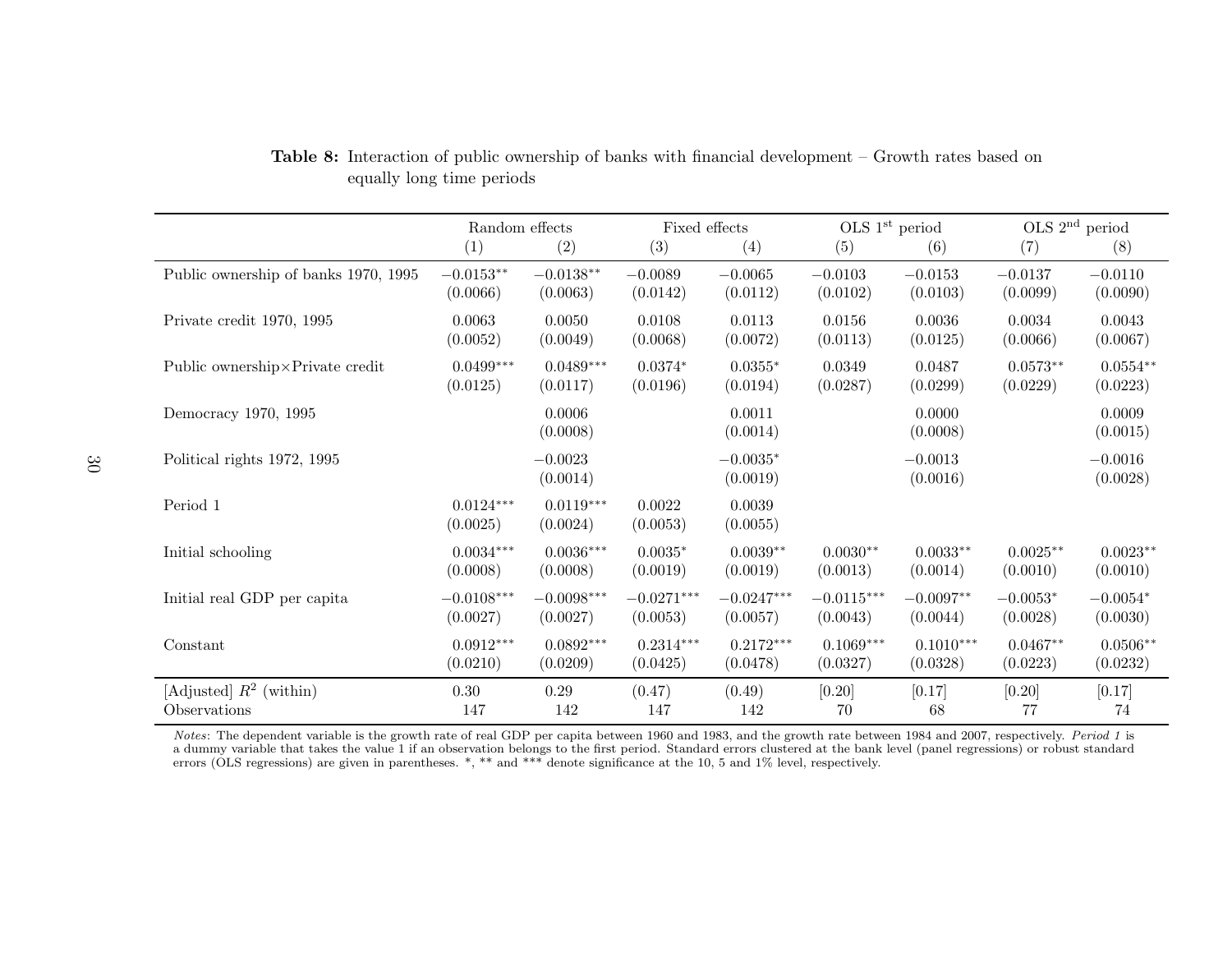**Table 8:** Interaction of public ownership of banks with financial development – Growth rates based on equally long time periods

| | Random effects | | Fixed effects | | OLS 1st period | | OLS 2nd period | |
|---|---|---|---|---|---|---|---|---|
| | (1) | (2) | (3) | (4) | (5) | (6) | (7) | (8) |
| Public ownership of banks 1970, 1995 | −0.0153** | −0.0138** | −0.0089 | −0.0065 | −0.0103 | −0.0153 | −0.0137 | −0.0110 |
| | (0.0066) | (0.0063) | (0.0142) | (0.0112) | (0.0102) | (0.0103) | (0.0099) | (0.0090) |
| Private credit 1970, 1995 | 0.0063 | 0.0050 | 0.0108 | 0.0113 | 0.0156 | 0.0036 | 0.0034 | 0.0043 |
| | (0.0052) | (0.0049) | (0.0068) | (0.0072) | (0.0113) | (0.0125) | (0.0066) | (0.0067) |
| Public ownership×Private credit | 0.0499*** | 0.0489*** | 0.0374* | 0.0355* | 0.0349 | 0.0487 | 0.0573** | 0.0554** |
| | (0.0125) | (0.0117) | (0.0196) | (0.0194) | (0.0287) | (0.0299) | (0.0229) | (0.0223) |
| Democracy 1970, 1995 | | 0.0006 | | 0.0011 | | 0.0000 | | 0.0009 |
| | | (0.0008) | | (0.0014) | | (0.0008) | | (0.0015) |
| Political rights 1972, 1995 | | −0.0023 | | −0.0035* | | −0.0013 | | −0.0016 |
| | | (0.0014) | | (0.0019) | | (0.0016) | | (0.0028) |
| Period 1 | 0.0124*** | 0.0119*** | 0.0022 | 0.0039 | | | | |
| | (0.0025) | (0.0024) | (0.0053) | (0.0055) | | | | |
| Initial schooling | 0.0034*** | 0.0036*** | 0.0035* | 0.0039** | 0.0030** | 0.0033** | 0.0025** | 0.0023** |
| | (0.0008) | (0.0008) | (0.0019) | (0.0019) | (0.0013) | (0.0014) | (0.0010) | (0.0010) |
| Initial real GDP per capita | −0.0108*** | −0.0098*** | −0.0271*** | −0.0247*** | −0.0115*** | −0.0097** | −0.0053* | −0.0054* |
| | (0.0027) | (0.0027) | (0.0053) | (0.0057) | (0.0043) | (0.0044) | (0.0028) | (0.0030) |
| Constant | 0.0912*** | 0.0892*** | 0.2314*** | 0.2172*** | 0.1069*** | 0.1010*** | 0.0467** | 0.0506** |
| | (0.0210) | (0.0209) | (0.0425) | (0.0478) | (0.0327) | (0.0328) | (0.0223) | (0.0232) |
| [Adjusted] $R^2$ (within) | 0.30 | 0.29 | (0.47) | (0.49) | [0.20] | [0.17] | [0.20] | [0.17] |
| Observations | 147 | 142 | 147 | 142 | 70 | 68 | 77 | 74 |

*Notes*: The dependent variable is the growth rate of real GDP per capita between 1960 and 1983, and the growth rate between 1984 and 2007, respectively. *Period 1* is a dummy variable that takes the value 1 if an observation belongs to the first period. Standard errors clustered at the bank level (panel regressions) or robust standard errors (OLS regressions) are given in parentheses. *, ** and *** denote significance at the 10, 5 and 1% level, respectively.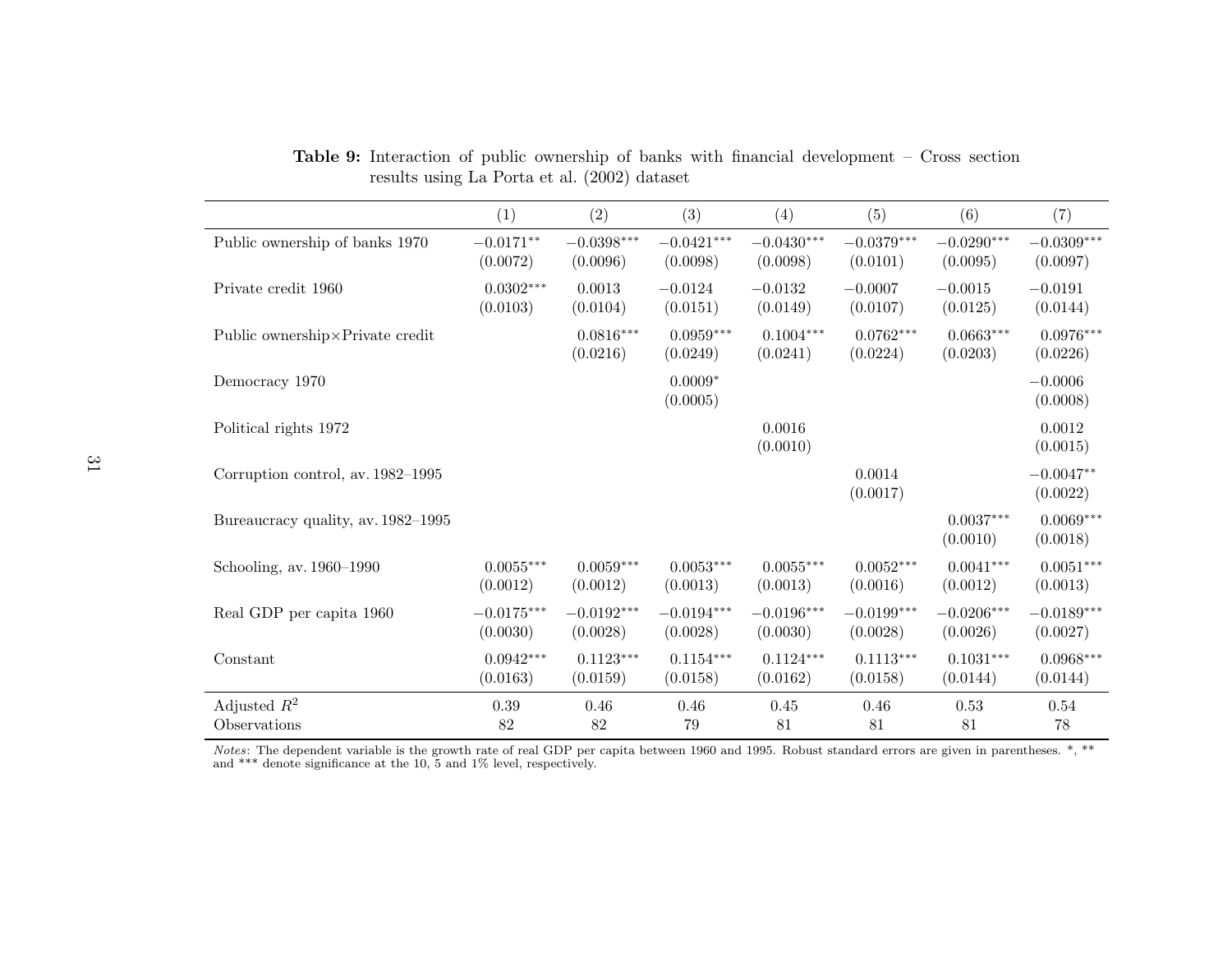**Table 9:** Interaction of public ownership of banks with financial development – Cross section results using La Porta et al. (2002) dataset

| | (1) | (2) | (3) | (4) | (5) | (6) | (7) |
|---|---|---|---|---|---|---|---|
| Public ownership of banks 1970 | $-0.0171^{**}$ | $-0.0398^{***}$ | $-0.0421^{***}$ | $-0.0430^{***}$ | $-0.0379^{***}$ | $-0.0290^{***}$ | $-0.0309^{***}$ |
| | (0.0072) | (0.0096) | (0.0098) | (0.0098) | (0.0101) | (0.0095) | (0.0097) |
| Private credit 1960 | $0.0302^{***}$ | 0.0013 | $-0.0124$ | $-0.0132$ | $-0.0007$ | $-0.0015$ | $-0.0191$ |
| | (0.0103) | (0.0104) | (0.0151) | (0.0149) | (0.0107) | (0.0125) | (0.0144) |
| Public ownership×Private credit | | $0.0816^{***}$ | $0.0959^{***}$ | $0.1004^{***}$ | $0.0762^{***}$ | $0.0663^{***}$ | $0.0976^{***}$ |
| | | (0.0216) | (0.0249) | (0.0241) | (0.0224) | (0.0203) | (0.0226) |
| Democracy 1970 | | | $0.0009^{*}$ | | | | $-0.0006$ |
| | | | (0.0005) | | | | (0.0008) |
| Political rights 1972 | | | | 0.0016 | | | 0.0012 |
| | | | | (0.0010) | | | (0.0015) |
| Corruption control, av. 1982–1995 | | | | | 0.0014 | | $-0.0047^{**}$ |
| | | | | | (0.0017) | | (0.0022) |
| Bureaucracy quality, av. 1982–1995 | | | | | | $0.0037^{***}$ | $0.0069^{***}$ |
| | | | | | | (0.0010) | (0.0018) |
| Schooling, av. 1960–1990 | $0.0055^{***}$ | $0.0059^{***}$ | $0.0053^{***}$ | $0.0055^{***}$ | $0.0052^{***}$ | $0.0041^{***}$ | $0.0051^{***}$ |
| | (0.0012) | (0.0012) | (0.0013) | (0.0013) | (0.0016) | (0.0012) | (0.0013) |
| Real GDP per capita 1960 | $-0.0175^{***}$ | $-0.0192^{***}$ | $-0.0194^{***}$ | $-0.0196^{***}$ | $-0.0199^{***}$ | $-0.0206^{***}$ | $-0.0189^{***}$ |
| | (0.0030) | (0.0028) | (0.0028) | (0.0030) | (0.0028) | (0.0026) | (0.0027) |
| Constant | $0.0942^{***}$ | $0.1123^{***}$ | $0.1154^{***}$ | $0.1124^{***}$ | $0.1113^{***}$ | $0.1031^{***}$ | $0.0968^{***}$ |
| | (0.0163) | (0.0159) | (0.0158) | (0.0162) | (0.0158) | (0.0144) | (0.0144) |
| Adjusted $R^2$ | 0.39 | 0.46 | 0.46 | 0.45 | 0.46 | 0.53 | 0.54 |
| Observations | 82 | 82 | 79 | 81 | 81 | 81 | 78 |

*Notes*: The dependent variable is the growth rate of real GDP per capita between 1960 and 1995. Robust standard errors are given in parentheses. *, ** and *** denote significance at the 10, 5 and 1% level, respectively.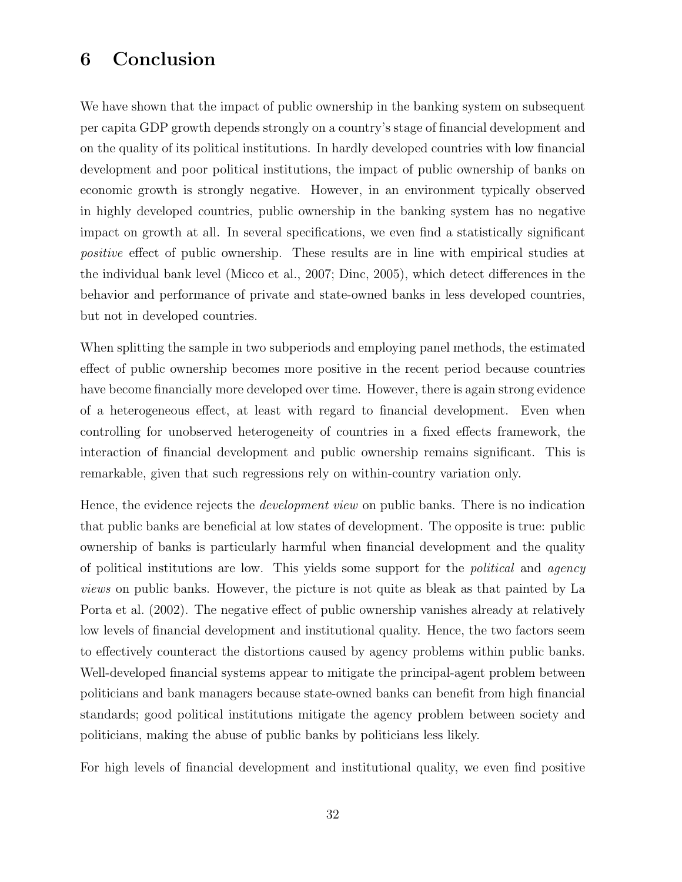# 6 Conclusion

We have shown that the impact of public ownership in the banking system on subsequent per capita GDP growth depends strongly on a country's stage of financial development and on the quality of its political institutions. In hardly developed countries with low financial development and poor political institutions, the impact of public ownership of banks on economic growth is strongly negative. However, in an environment typically observed in highly developed countries, public ownership in the banking system has no negative impact on growth at all. In several specifications, we even find a statistically significant *positive* effect of public ownership. These results are in line with empirical studies at the individual bank level (Micco et al., 2007; Dinc, 2005), which detect differences in the behavior and performance of private and state-owned banks in less developed countries, but not in developed countries.

When splitting the sample in two subperiods and employing panel methods, the estimated effect of public ownership becomes more positive in the recent period because countries have become financially more developed over time. However, there is again strong evidence of a heterogeneous effect, at least with regard to financial development. Even when controlling for unobserved heterogeneity of countries in a fixed effects framework, the interaction of financial development and public ownership remains significant. This is remarkable, given that such regressions rely on within-country variation only.

Hence, the evidence rejects the *development view* on public banks. There is no indication that public banks are beneficial at low states of development. The opposite is true: public ownership of banks is particularly harmful when financial development and the quality of political institutions are low. This yields some support for the *political* and *agency views* on public banks. However, the picture is not quite as bleak as that painted by La Porta et al. (2002). The negative effect of public ownership vanishes already at relatively low levels of financial development and institutional quality. Hence, the two factors seem to effectively counteract the distortions caused by agency problems within public banks. Well-developed financial systems appear to mitigate the principal-agent problem between politicians and bank managers because state-owned banks can benefit from high financial standards; good political institutions mitigate the agency problem between society and politicians, making the abuse of public banks by politicians less likely.

For high levels of financial development and institutional quality, we even find positive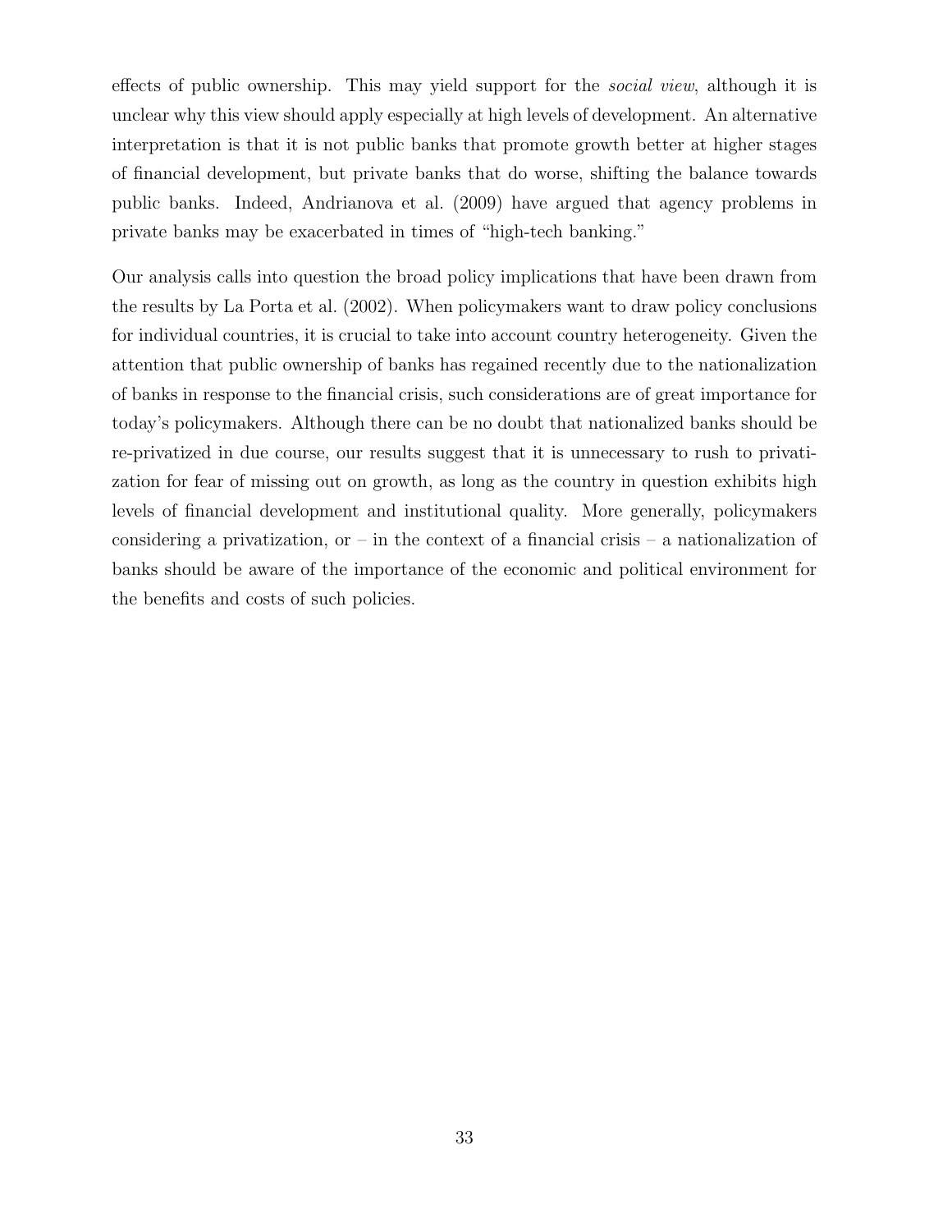effects of public ownership. This may yield support for the *social view*, although it is unclear why this view should apply especially at high levels of development. An alternative interpretation is that it is not public banks that promote growth better at higher stages of financial development, but private banks that do worse, shifting the balance towards public banks. Indeed, Andrianova et al. (2009) have argued that agency problems in private banks may be exacerbated in times of "high-tech banking."

Our analysis calls into question the broad policy implications that have been drawn from the results by La Porta et al. (2002). When policymakers want to draw policy conclusions for individual countries, it is crucial to take into account country heterogeneity. Given the attention that public ownership of banks has regained recently due to the nationalization of banks in response to the financial crisis, such considerations are of great importance for today's policymakers. Although there can be no doubt that nationalized banks should be re-privatized in due course, our results suggest that it is unnecessary to rush to privatization for fear of missing out on growth, as long as the country in question exhibits high levels of financial development and institutional quality. More generally, policymakers considering a privatization, or – in the context of a financial crisis – a nationalization of banks should be aware of the importance of the economic and political environment for the benefits and costs of such policies.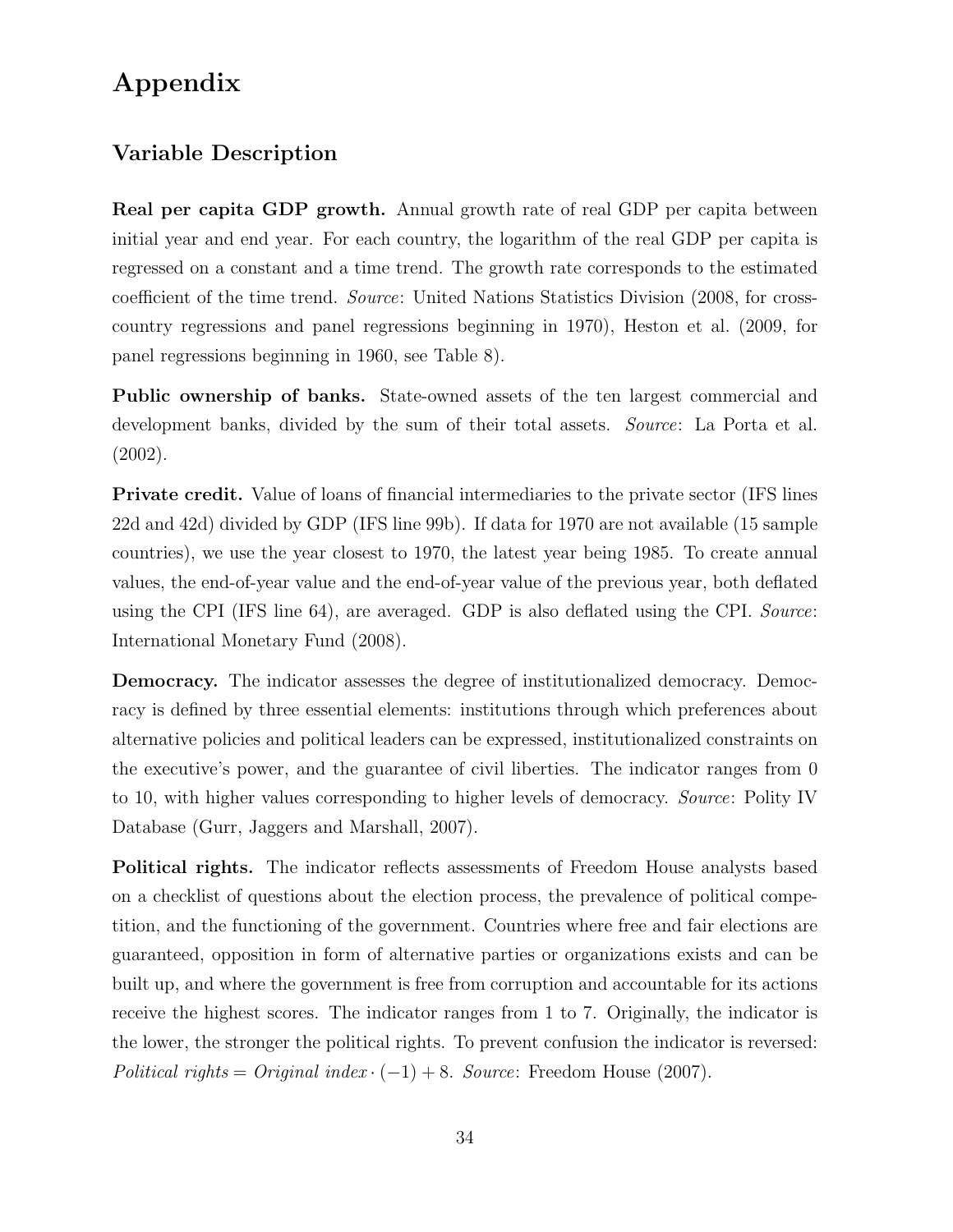# Appendix

## Variable Description

**Real per capita GDP growth.** Annual growth rate of real GDP per capita between initial year and end year. For each country, the logarithm of the real GDP per capita is regressed on a constant and a time trend. The growth rate corresponds to the estimated coefficient of the time trend. *Source*: United Nations Statistics Division (2008, for cross-country regressions and panel regressions beginning in 1970), Heston et al. (2009, for panel regressions beginning in 1960, see Table 8).

**Public ownership of banks.** State-owned assets of the ten largest commercial and development banks, divided by the sum of their total assets. *Source*: La Porta et al. (2002).

**Private credit.** Value of loans of financial intermediaries to the private sector (IFS lines 22d and 42d) divided by GDP (IFS line 99b). If data for 1970 are not available (15 sample countries), we use the year closest to 1970, the latest year being 1985. To create annual values, the end-of-year value and the end-of-year value of the previous year, both deflated using the CPI (IFS line 64), are averaged. GDP is also deflated using the CPI. *Source*: International Monetary Fund (2008).

**Democracy.** The indicator assesses the degree of institutionalized democracy. Democracy is defined by three essential elements: institutions through which preferences about alternative policies and political leaders can be expressed, institutionalized constraints on the executive's power, and the guarantee of civil liberties. The indicator ranges from 0 to 10, with higher values corresponding to higher levels of democracy. *Source*: Polity IV Database (Gurr, Jaggers and Marshall, 2007).

**Political rights.** The indicator reflects assessments of Freedom House analysts based on a checklist of questions about the election process, the prevalence of political competition, and the functioning of the government. Countries where free and fair elections are guaranteed, opposition in form of alternative parties or organizations exists and can be built up, and where the government is free from corruption and accountable for its actions receive the highest scores. The indicator ranges from 1 to 7. Originally, the indicator is the lower, the stronger the political rights. To prevent confusion the indicator is reversed: $\textit{Political rights} = \textit{Original index} \cdot (-1) + 8$. *Source*: Freedom House (2007).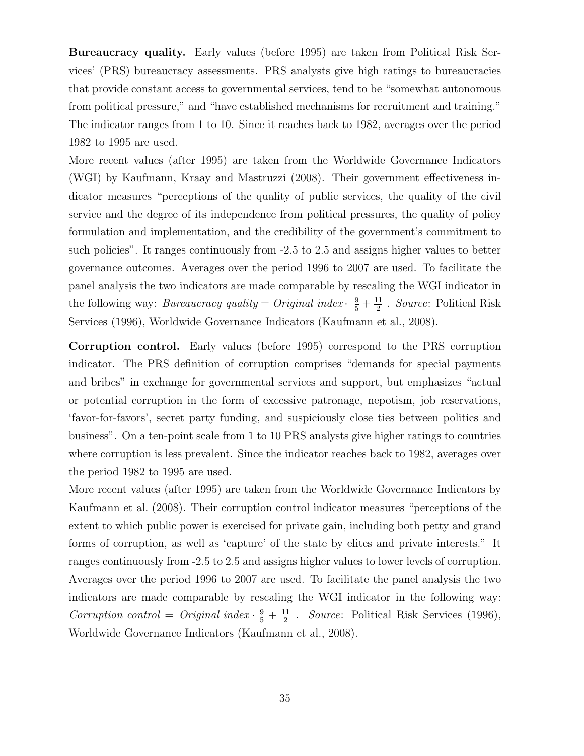**Bureaucracy quality.** Early values (before 1995) are taken from Political Risk Services' (PRS) bureaucracy assessments. PRS analysts give high ratings to bureaucracies that provide constant access to governmental services, tend to be "somewhat autonomous from political pressure," and "have established mechanisms for recruitment and training." The indicator ranges from 1 to 10. Since it reaches back to 1982, averages over the period 1982 to 1995 are used.

More recent values (after 1995) are taken from the Worldwide Governance Indicators (WGI) by Kaufmann, Kraay and Mastruzzi (2008). Their government effectiveness indicator measures "perceptions of the quality of public services, the quality of the civil service and the degree of its independence from political pressures, the quality of policy formulation and implementation, and the credibility of the government's commitment to such policies". It ranges continuously from -2.5 to 2.5 and assigns higher values to better governance outcomes. Averages over the period 1996 to 2007 are used. To facilitate the panel analysis the two indicators are made comparable by rescaling the WGI indicator in the following way: *Bureaucracy quality* = *Original index* $\cdot\ \frac{9}{5} + \frac{11}{2}$ . *Source*: Political Risk Services (1996), Worldwide Governance Indicators (Kaufmann et al., 2008).

**Corruption control.** Early values (before 1995) correspond to the PRS corruption indicator. The PRS definition of corruption comprises "demands for special payments and bribes" in exchange for governmental services and support, but emphasizes "actual or potential corruption in the form of excessive patronage, nepotism, job reservations, 'favor-for-favors', secret party funding, and suspiciously close ties between politics and business". On a ten-point scale from 1 to 10 PRS analysts give higher ratings to countries where corruption is less prevalent. Since the indicator reaches back to 1982, averages over the period 1982 to 1995 are used.

More recent values (after 1995) are taken from the Worldwide Governance Indicators by Kaufmann et al. (2008). Their corruption control indicator measures "perceptions of the extent to which public power is exercised for private gain, including both petty and grand forms of corruption, as well as 'capture' of the state by elites and private interests." It ranges continuously from -2.5 to 2.5 and assigns higher values to lower levels of corruption. Averages over the period 1996 to 2007 are used. To facilitate the panel analysis the two indicators are made comparable by rescaling the WGI indicator in the following way: *Corruption control* = *Original index* $\cdot\ \frac{9}{5} + \frac{11}{2}$ . *Source*: Political Risk Services (1996), Worldwide Governance Indicators (Kaufmann et al., 2008).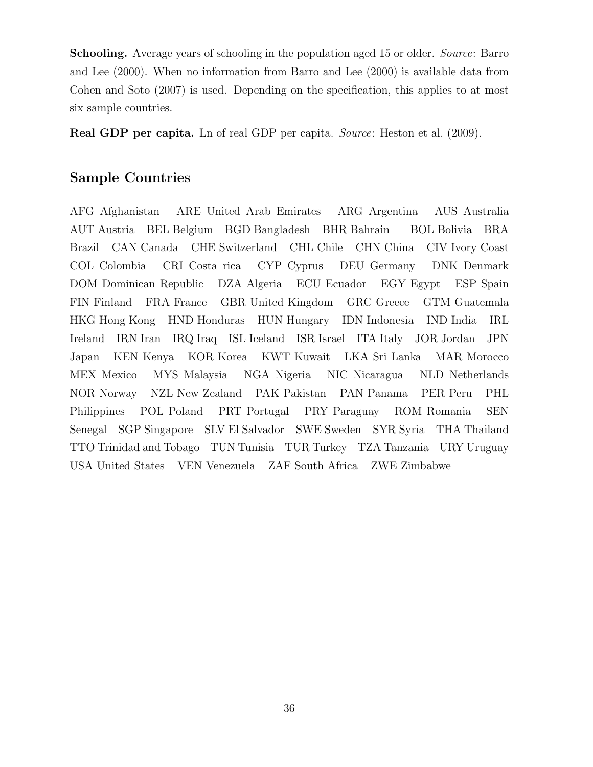**Schooling.** Average years of schooling in the population aged 15 or older. *Source*: Barro and Lee (2000). When no information from Barro and Lee (2000) is available data from Cohen and Soto (2007) is used. Depending on the specification, this applies to at most six sample countries.

**Real GDP per capita.** Ln of real GDP per capita. *Source*: Heston et al. (2009).

## Sample Countries

AFG Afghanistan ARE United Arab Emirates ARG Argentina AUS Australia AUT Austria BEL Belgium BGD Bangladesh BHR Bahrain BOL Bolivia BRA Brazil CAN Canada CHE Switzerland CHL Chile CHN China CIV Ivory Coast COL Colombia CRI Costa rica CYP Cyprus DEU Germany DNK Denmark DOM Dominican Republic DZA Algeria ECU Ecuador EGY Egypt ESP Spain FIN Finland FRA France GBR United Kingdom GRC Greece GTM Guatemala HKG Hong Kong HND Honduras HUN Hungary IDN Indonesia IND India IRL Ireland IRN Iran IRQ Iraq ISL Iceland ISR Israel ITA Italy JOR Jordan JPN Japan KEN Kenya KOR Korea KWT Kuwait LKA Sri Lanka MAR Morocco MEX Mexico MYS Malaysia NGA Nigeria NIC Nicaragua NLD Netherlands NOR Norway NZL New Zealand PAK Pakistan PAN Panama PER Peru PHL Philippines POL Poland PRT Portugal PRY Paraguay ROM Romania SEN Senegal SGP Singapore SLV El Salvador SWE Sweden SYR Syria THA Thailand TTO Trinidad and Tobago TUN Tunisia TUR Turkey TZA Tanzania URY Uruguay USA United States VEN Venezuela ZAF South Africa ZWE Zimbabwe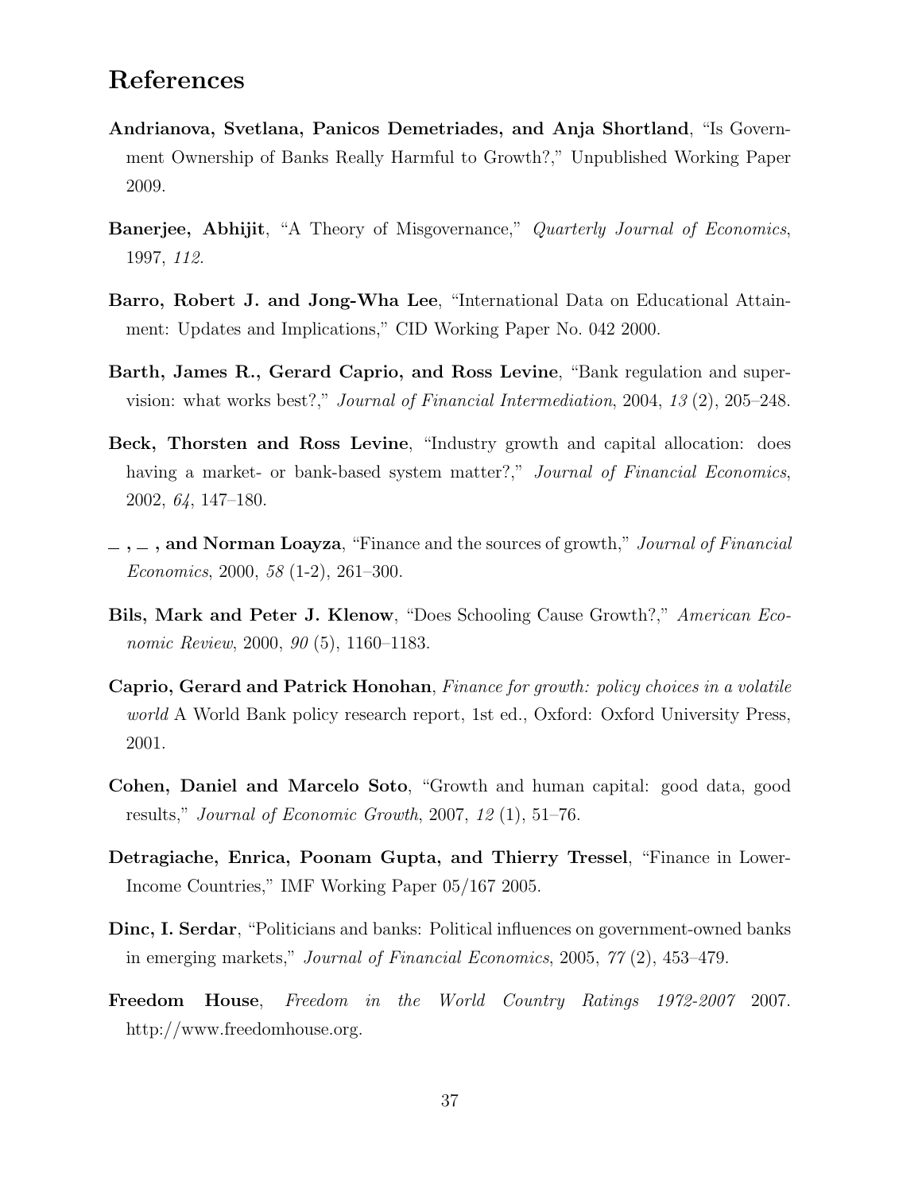## References

**Andrianova, Svetlana, Panicos Demetriades, and Anja Shortland**, "Is Government Ownership of Banks Really Harmful to Growth?," Unpublished Working Paper 2009.

**Banerjee, Abhijit**, "A Theory of Misgovernance," *Quarterly Journal of Economics*, 1997, *112.*

**Barro, Robert J. and Jong-Wha Lee**, "International Data on Educational Attainment: Updates and Implications," CID Working Paper No. 042 2000.

**Barth, James R., Gerard Caprio, and Ross Levine**, "Bank regulation and supervision: what works best?," *Journal of Financial Intermediation*, 2004, *13* (2), 205–248.

**Beck, Thorsten and Ross Levine**, "Industry growth and capital allocation: does having a market- or bank-based system matter?," *Journal of Financial Economics*, 2002, *64*, 147–180.

**_ , _ , and Norman Loayza**, "Finance and the sources of growth," *Journal of Financial Economics*, 2000, *58* (1-2), 261–300.

**Bils, Mark and Peter J. Klenow**, "Does Schooling Cause Growth?," *American Economic Review*, 2000, *90* (5), 1160–1183.

**Caprio, Gerard and Patrick Honohan**, *Finance for growth: policy choices in a volatile world* A World Bank policy research report, 1st ed., Oxford: Oxford University Press, 2001.

**Cohen, Daniel and Marcelo Soto**, "Growth and human capital: good data, good results," *Journal of Economic Growth*, 2007, *12* (1), 51–76.

**Detragiache, Enrica, Poonam Gupta, and Thierry Tressel**, "Finance in Lower-Income Countries," IMF Working Paper 05/167 2005.

**Dinc, I. Serdar**, "Politicians and banks: Political influences on government-owned banks in emerging markets," *Journal of Financial Economics*, 2005, *77* (2), 453–479.

**Freedom House**, *Freedom in the World Country Ratings 1972-2007* 2007. http://www.freedomhouse.org.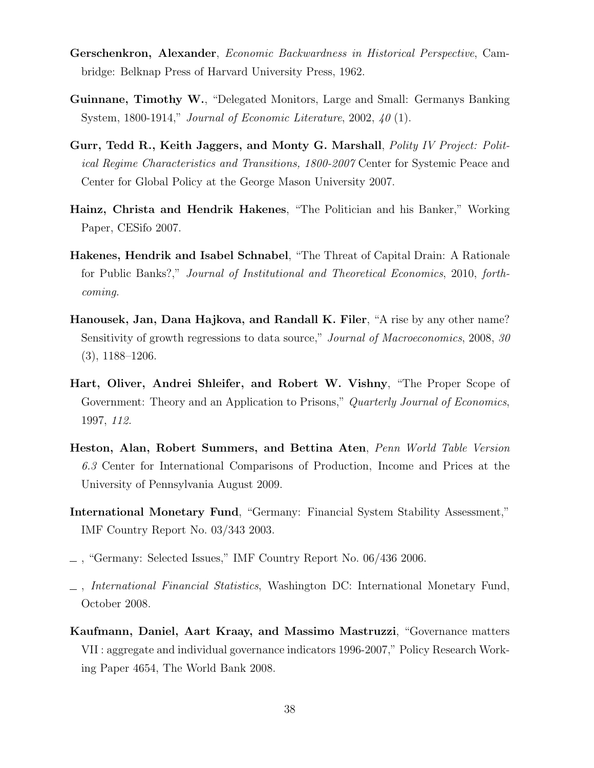**Gerschenkron, Alexander**, *Economic Backwardness in Historical Perspective*, Cambridge: Belknap Press of Harvard University Press, 1962.

**Guinnane, Timothy W.**, "Delegated Monitors, Large and Small: Germanys Banking System, 1800-1914," *Journal of Economic Literature*, 2002, *40* (1).

**Gurr, Tedd R., Keith Jaggers, and Monty G. Marshall**, *Polity IV Project: Political Regime Characteristics and Transitions, 1800-2007* Center for Systemic Peace and Center for Global Policy at the George Mason University 2007.

**Hainz, Christa and Hendrik Hakenes**, "The Politician and his Banker," Working Paper, CESifo 2007.

**Hakenes, Hendrik and Isabel Schnabel**, "The Threat of Capital Drain: A Rationale for Public Banks?," *Journal of Institutional and Theoretical Economics*, 2010, *forthcoming.*

**Hanousek, Jan, Dana Hajkova, and Randall K. Filer**, "A rise by any other name? Sensitivity of growth regressions to data source," *Journal of Macroeconomics*, 2008, *30* (3), 1188–1206.

**Hart, Oliver, Andrei Shleifer, and Robert W. Vishny**, "The Proper Scope of Government: Theory and an Application to Prisons," *Quarterly Journal of Economics*, 1997, *112.*

**Heston, Alan, Robert Summers, and Bettina Aten**, *Penn World Table Version 6.3* Center for International Comparisons of Production, Income and Prices at the University of Pennsylvania August 2009.

**International Monetary Fund**, "Germany: Financial System Stability Assessment," IMF Country Report No. 03/343 2003.

_ , "Germany: Selected Issues," IMF Country Report No. 06/436 2006.

_ , *International Financial Statistics*, Washington DC: International Monetary Fund, October 2008.

**Kaufmann, Daniel, Aart Kraay, and Massimo Mastruzzi**, "Governance matters VII : aggregate and individual governance indicators 1996-2007," Policy Research Working Paper 4654, The World Bank 2008.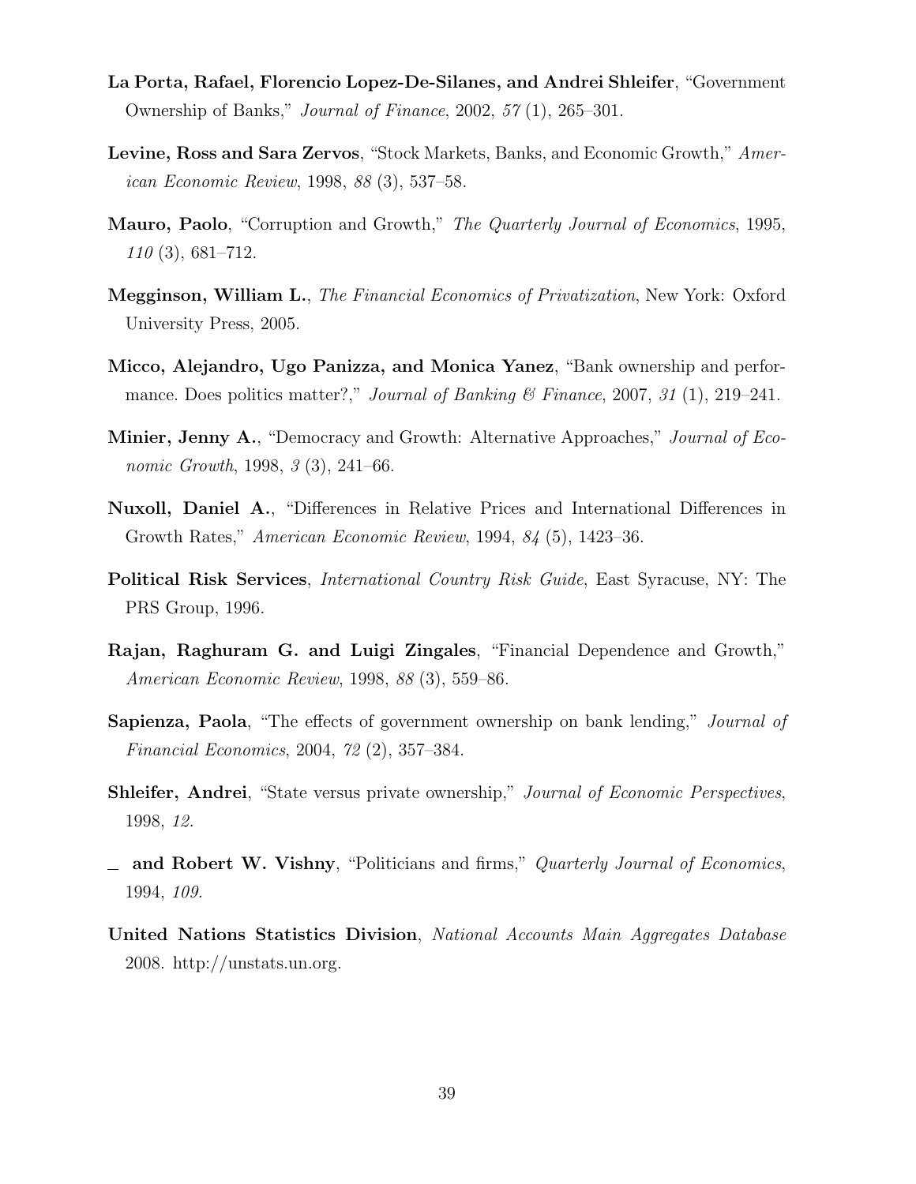**La Porta, Rafael, Florencio Lopez-De-Silanes, and Andrei Shleifer**, "Government Ownership of Banks," *Journal of Finance*, 2002, *57* (1), 265–301.

**Levine, Ross and Sara Zervos**, "Stock Markets, Banks, and Economic Growth," *American Economic Review*, 1998, *88* (3), 537–58.

**Mauro, Paolo**, "Corruption and Growth," *The Quarterly Journal of Economics*, 1995, *110* (3), 681–712.

**Megginson, William L.**, *The Financial Economics of Privatization*, New York: Oxford University Press, 2005.

**Micco, Alejandro, Ugo Panizza, and Monica Yanez**, "Bank ownership and performance. Does politics matter?," *Journal of Banking & Finance*, 2007, *31* (1), 219–241.

**Minier, Jenny A.**, "Democracy and Growth: Alternative Approaches," *Journal of Economic Growth*, 1998, *3* (3), 241–66.

**Nuxoll, Daniel A.**, "Differences in Relative Prices and International Differences in Growth Rates," *American Economic Review*, 1994, *84* (5), 1423–36.

**Political Risk Services**, *International Country Risk Guide*, East Syracuse, NY: The PRS Group, 1996.

**Rajan, Raghuram G. and Luigi Zingales**, "Financial Dependence and Growth," *American Economic Review*, 1998, *88* (3), 559–86.

**Sapienza, Paola**, "The effects of government ownership on bank lending," *Journal of Financial Economics*, 2004, *72* (2), 357–384.

**Shleifer, Andrei**, "State versus private ownership," *Journal of Economic Perspectives*, 1998, *12.*

_ **and Robert W. Vishny**, "Politicians and firms," *Quarterly Journal of Economics*, 1994, *109.*

**United Nations Statistics Division**, *National Accounts Main Aggregates Database* 2008. http://unstats.un.org.